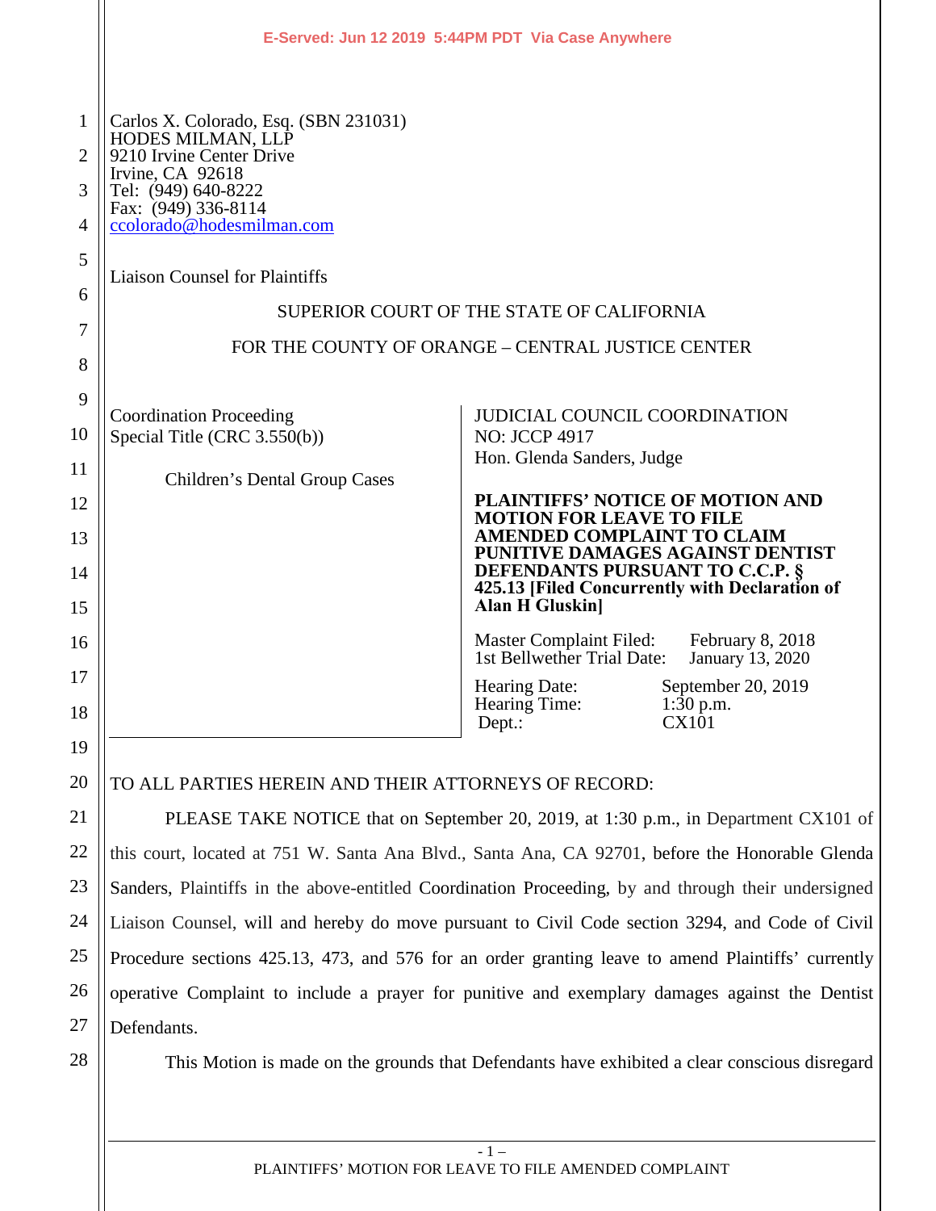E-Served: Jun 12 2019 5:44PM PDT Via Case Anywhere

Carlos X. Colorado, Esq. (SBN 231031)
HODES MILMAN, LLP
9210 Irvine Center Drive
Irvine, CA 92618
Tel: (949) 640-8222
Fax: (949) 336-8114
ccolorado@hodesmilman.com

Liaison Counsel for Plaintiffs

SUPERIOR COURT OF THE STATE OF CALIFORNIA

FOR THE COUNTY OF ORANGE – CENTRAL JUSTICE CENTER

Coordination Proceeding
Special Title (CRC 3.550(b))

Children's Dental Group Cases

JUDICIAL COUNCIL COORDINATION
NO: JCCP 4917
Hon. Glenda Sanders, Judge

**PLAINTIFFS' NOTICE OF MOTION AND MOTION FOR LEAVE TO FILE AMENDED COMPLAINT TO CLAIM PUNITIVE DAMAGES AGAINST DENTIST DEFENDANTS PURSUANT TO C.C.P. § 425.13 [Filed Concurrently with Declaration of Alan H Gluskin]**

Master Complaint Filed: February 8, 2018
1st Bellwether Trial Date: January 13, 2020

Hearing Date: September 20, 2019
Hearing Time: 1:30 p.m.
Dept.: CX101

TO ALL PARTIES HEREIN AND THEIR ATTORNEYS OF RECORD:

PLEASE TAKE NOTICE that on September 20, 2019, at 1:30 p.m., in Department CX101 of this court, located at 751 W. Santa Ana Blvd., Santa Ana, CA 92701, before the Honorable Glenda Sanders, Plaintiffs in the above-entitled Coordination Proceeding, by and through their undersigned Liaison Counsel, will and hereby do move pursuant to Civil Code section 3294, and Code of Civil Procedure sections 425.13, 473, and 576 for an order granting leave to amend Plaintiffs' currently operative Complaint to include a prayer for punitive and exemplary damages against the Dentist Defendants.

This Motion is made on the grounds that Defendants have exhibited a clear conscious disregard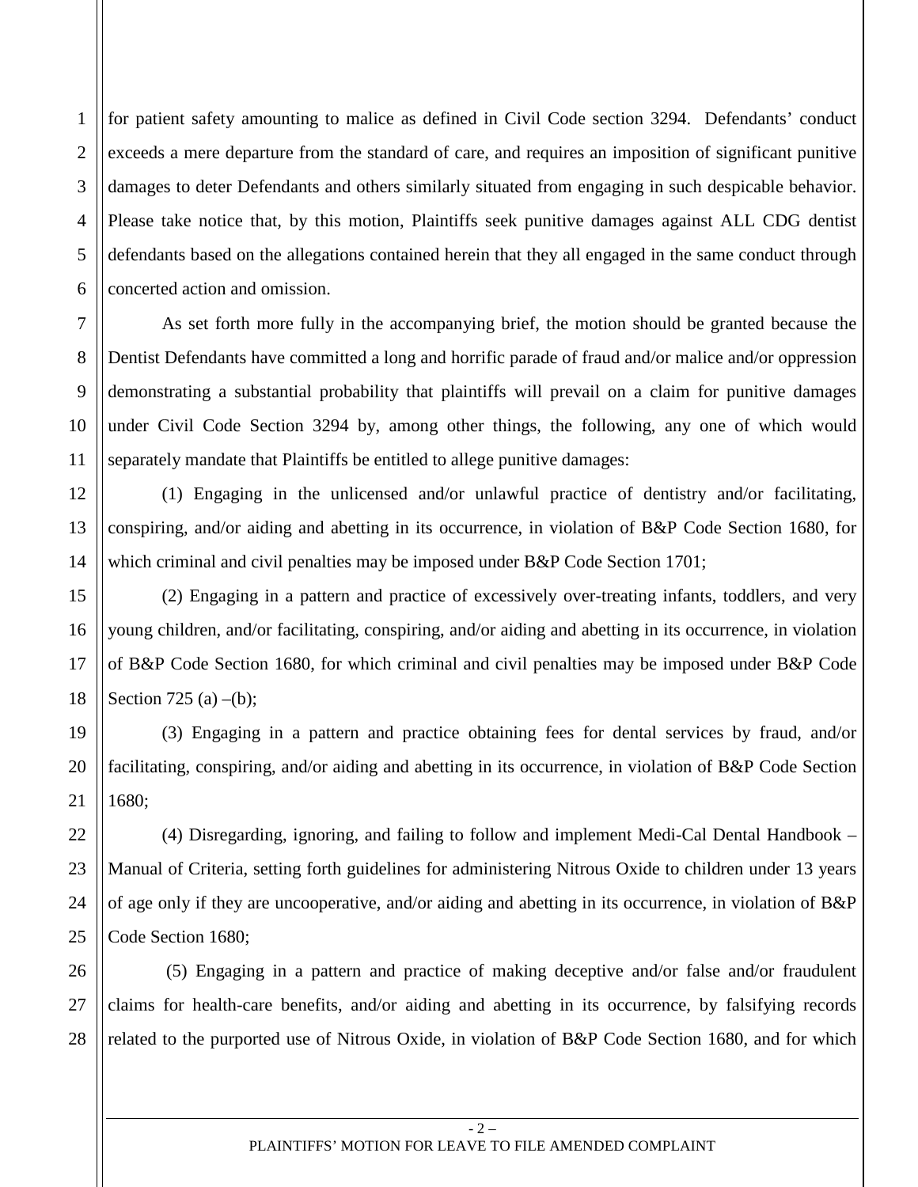for patient safety amounting to malice as defined in Civil Code section 3294. Defendants' conduct exceeds a mere departure from the standard of care, and requires an imposition of significant punitive damages to deter Defendants and others similarly situated from engaging in such despicable behavior. Please take notice that, by this motion, Plaintiffs seek punitive damages against ALL CDG dentist defendants based on the allegations contained herein that they all engaged in the same conduct through concerted action and omission.

As set forth more fully in the accompanying brief, the motion should be granted because the Dentist Defendants have committed a long and horrific parade of fraud and/or malice and/or oppression demonstrating a substantial probability that plaintiffs will prevail on a claim for punitive damages under Civil Code Section 3294 by, among other things, the following, any one of which would separately mandate that Plaintiffs be entitled to allege punitive damages:

(1) Engaging in the unlicensed and/or unlawful practice of dentistry and/or facilitating, conspiring, and/or aiding and abetting in its occurrence, in violation of B&P Code Section 1680, for which criminal and civil penalties may be imposed under B&P Code Section 1701;

(2) Engaging in a pattern and practice of excessively over-treating infants, toddlers, and very young children, and/or facilitating, conspiring, and/or aiding and abetting in its occurrence, in violation of B&P Code Section 1680, for which criminal and civil penalties may be imposed under B&P Code Section 725 (a) –(b);

(3) Engaging in a pattern and practice obtaining fees for dental services by fraud, and/or facilitating, conspiring, and/or aiding and abetting in its occurrence, in violation of B&P Code Section 1680;

(4) Disregarding, ignoring, and failing to follow and implement Medi-Cal Dental Handbook – Manual of Criteria, setting forth guidelines for administering Nitrous Oxide to children under 13 years of age only if they are uncooperative, and/or aiding and abetting in its occurrence, in violation of B&P Code Section 1680;

(5) Engaging in a pattern and practice of making deceptive and/or false and/or fraudulent claims for health-care benefits, and/or aiding and abetting in its occurrence, by falsifying records related to the purported use of Nitrous Oxide, in violation of B&P Code Section 1680, and for which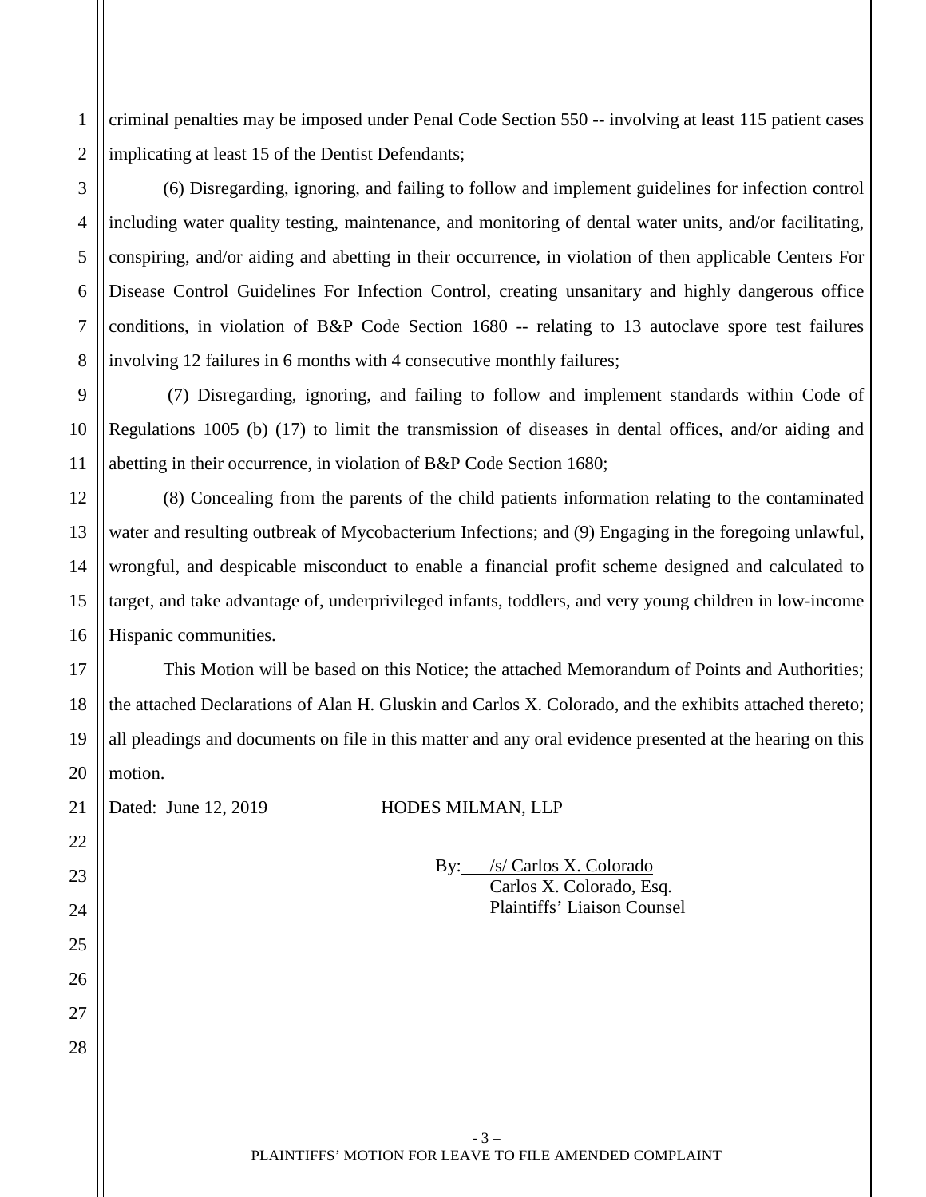criminal penalties may be imposed under Penal Code Section 550 -- involving at least 115 patient cases implicating at least 15 of the Dentist Defendants;

(6) Disregarding, ignoring, and failing to follow and implement guidelines for infection control including water quality testing, maintenance, and monitoring of dental water units, and/or facilitating, conspiring, and/or aiding and abetting in their occurrence, in violation of then applicable Centers For Disease Control Guidelines For Infection Control, creating unsanitary and highly dangerous office conditions, in violation of B&P Code Section 1680 -- relating to 13 autoclave spore test failures involving 12 failures in 6 months with 4 consecutive monthly failures;

(7) Disregarding, ignoring, and failing to follow and implement standards within Code of Regulations 1005 (b) (17) to limit the transmission of diseases in dental offices, and/or aiding and abetting in their occurrence, in violation of B&P Code Section 1680;

(8) Concealing from the parents of the child patients information relating to the contaminated water and resulting outbreak of Mycobacterium Infections; and (9) Engaging in the foregoing unlawful, wrongful, and despicable misconduct to enable a financial profit scheme designed and calculated to target, and take advantage of, underprivileged infants, toddlers, and very young children in low-income Hispanic communities.

This Motion will be based on this Notice; the attached Memorandum of Points and Authorities; the attached Declarations of Alan H. Gluskin and Carlos X. Colorado, and the exhibits attached thereto; all pleadings and documents on file in this matter and any oral evidence presented at the hearing on this motion.

Dated: June 12, 2019 HODES MILMAN, LLP

By: /s/ Carlos X. Colorado
Carlos X. Colorado, Esq.
Plaintiffs' Liaison Counsel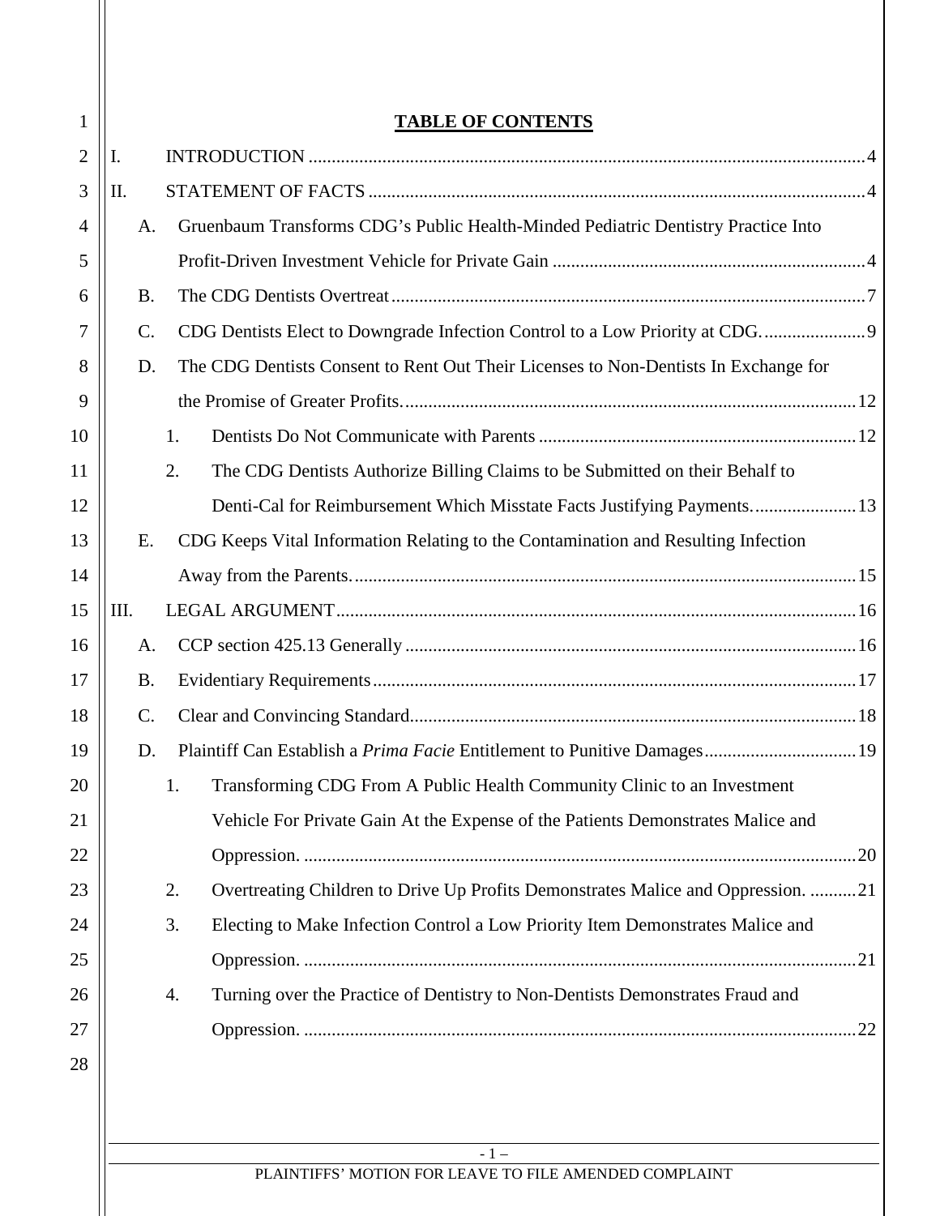## TABLE OF CONTENTS

I. INTRODUCTION ........................................................................ 4

II. STATEMENT OF FACTS ........................................................................ 4

- A. Gruenbaum Transforms CDG's Public Health-Minded Pediatric Dentistry Practice Into Profit-Driven Investment Vehicle for Private Gain ........................................................................ 4
- B. The CDG Dentists Overtreat ........................................................................ 7
- C. CDG Dentists Elect to Downgrade Infection Control to a Low Priority at CDG. ........................................................................ 9
- D. The CDG Dentists Consent to Rent Out Their Licenses to Non-Dentists In Exchange for the Promise of Greater Profits. ........................................................................ 12
  - 1. Dentists Do Not Communicate with Parents ........................................................................ 12
  - 2. The CDG Dentists Authorize Billing Claims to be Submitted on their Behalf to Denti-Cal for Reimbursement Which Misstate Facts Justifying Payments. ........................................................................ 13
- E. CDG Keeps Vital Information Relating to the Contamination and Resulting Infection Away from the Parents. ........................................................................ 15

III. LEGAL ARGUMENT ........................................................................ 16

- A. CCP section 425.13 Generally ........................................................................ 16
- B. Evidentiary Requirements ........................................................................ 17
- C. Clear and Convincing Standard ........................................................................ 18
- D. Plaintiff Can Establish a *Prima Facie* Entitlement to Punitive Damages ........................................................................ 19
  - 1. Transforming CDG From A Public Health Community Clinic to an Investment Vehicle For Private Gain At the Expense of the Patients Demonstrates Malice and Oppression. ........................................................................ 20
  - 2. Overtreating Children to Drive Up Profits Demonstrates Malice and Oppression. ........................................................................ 21
  - 3. Electing to Make Infection Control a Low Priority Item Demonstrates Malice and Oppression. ........................................................................ 21
  - 4. Turning over the Practice of Dentistry to Non-Dentists Demonstrates Fraud and Oppression. ........................................................................ 22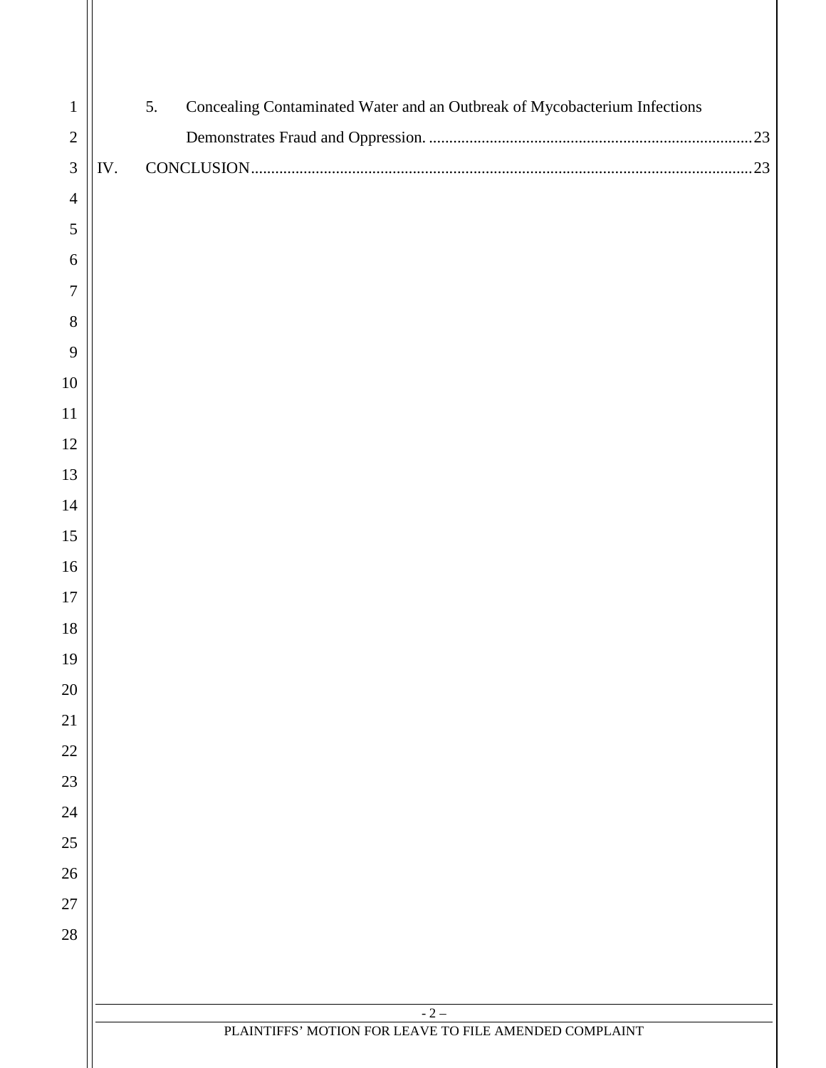5. Concealing Contaminated Water and an Outbreak of Mycobacterium Infections Demonstrates Fraud and Oppression. ............................................................................... 23

IV. CONCLUSION ............................................................................................................................ 23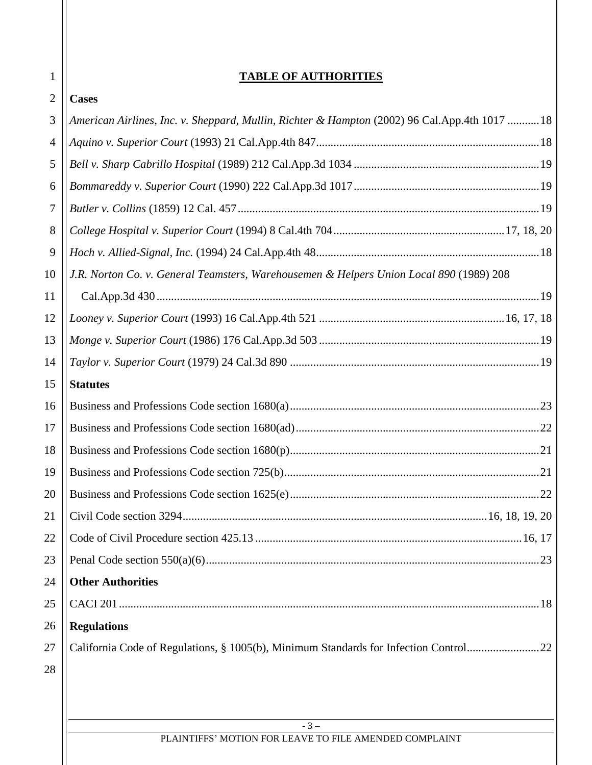# TABLE OF AUTHORITIES

**Cases**

*American Airlines, Inc. v. Sheppard, Mullin, Richter & Hampton* (2002) 96 Cal.App.4th 1017 ........... 18

*Aquino v. Superior Court* (1993) 21 Cal.App.4th 847 ........... 18

*Bell v. Sharp Cabrillo Hospital* (1989) 212 Cal.App.3d 1034 ........... 19

*Bommareddy v. Superior Court* (1990) 222 Cal.App.3d 1017 ........... 19

*Butler v. Collins* (1859) 12 Cal. 457 ........... 19

*College Hospital v. Superior Court* (1994) 8 Cal.4th 704 ........... 17, 18, 20

*Hoch v. Allied-Signal, Inc.* (1994) 24 Cal.App.4th 48 ........... 18

*J.R. Norton Co. v. General Teamsters, Warehousemen & Helpers Union Local 890* (1989) 208 Cal.App.3d 430 ........... 19

*Looney v. Superior Court* (1993) 16 Cal.App.4th 521 ........... 16, 17, 18

*Monge v. Superior Court* (1986) 176 Cal.App.3d 503 ........... 19

*Taylor v. Superior Court* (1979) 24 Cal.3d 890 ........... 19

**Statutes**

Business and Professions Code section 1680(a) ........... 23

Business and Professions Code section 1680(ad) ........... 22

Business and Professions Code section 1680(p) ........... 21

Business and Professions Code section 725(b) ........... 21

Business and Professions Code section 1625(e) ........... 22

Civil Code section 3294 ........... 16, 18, 19, 20

Code of Civil Procedure section 425.13 ........... 16, 17

Penal Code section 550(a)(6) ........... 23

**Other Authorities**

CACI 201 ........... 18

**Regulations**

California Code of Regulations, § 1005(b), Minimum Standards for Infection Control ........... 22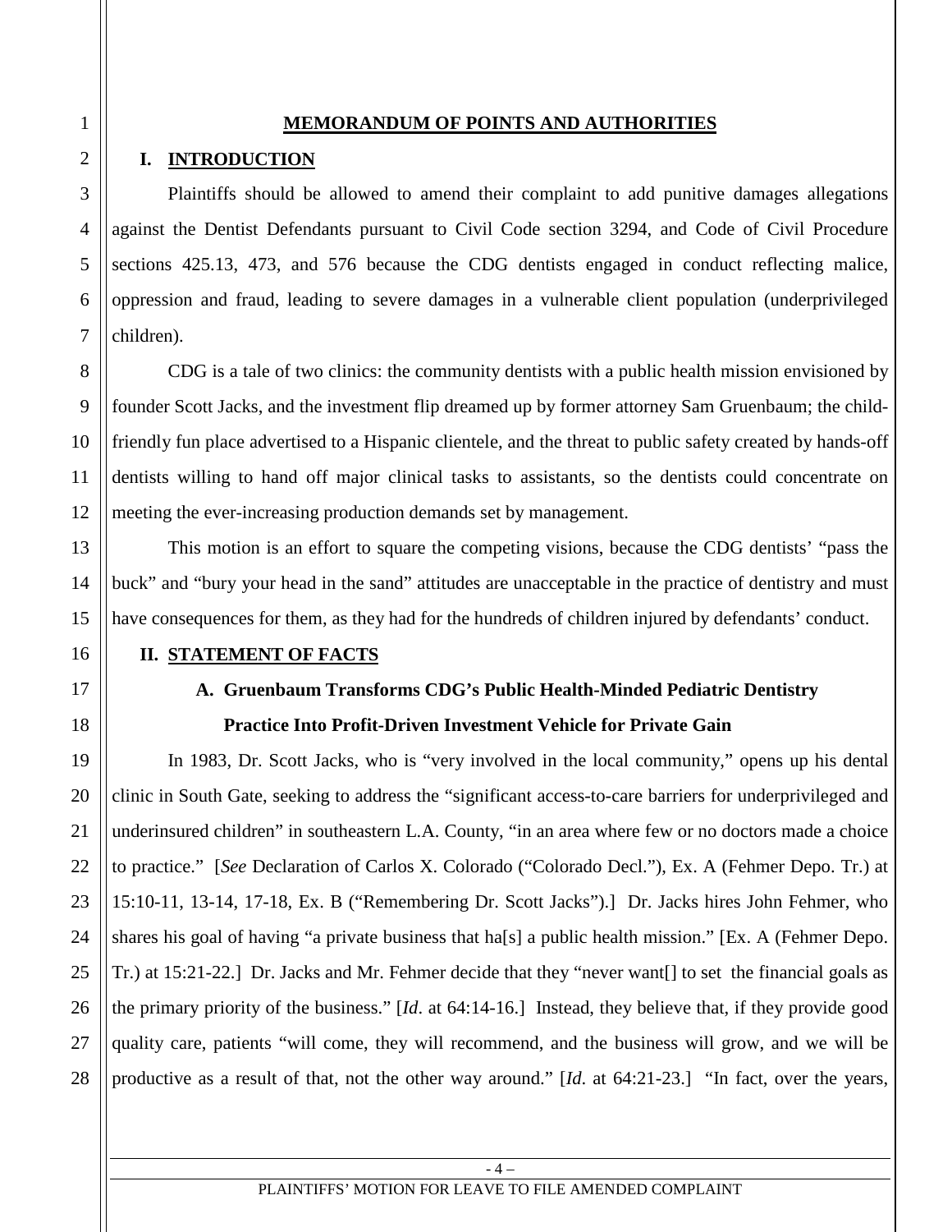## MEMORANDUM OF POINTS AND AUTHORITIES

### I. INTRODUCTION

Plaintiffs should be allowed to amend their complaint to add punitive damages allegations against the Dentist Defendants pursuant to Civil Code section 3294, and Code of Civil Procedure sections 425.13, 473, and 576 because the CDG dentists engaged in conduct reflecting malice, oppression and fraud, leading to severe damages in a vulnerable client population (underprivileged children).

CDG is a tale of two clinics: the community dentists with a public health mission envisioned by founder Scott Jacks, and the investment flip dreamed up by former attorney Sam Gruenbaum; the child-friendly fun place advertised to a Hispanic clientele, and the threat to public safety created by hands-off dentists willing to hand off major clinical tasks to assistants, so the dentists could concentrate on meeting the ever-increasing production demands set by management.

This motion is an effort to square the competing visions, because the CDG dentists' "pass the buck" and "bury your head in the sand" attitudes are unacceptable in the practice of dentistry and must have consequences for them, as they had for the hundreds of children injured by defendants' conduct.

### II. STATEMENT OF FACTS

#### A. Gruenbaum Transforms CDG's Public Health-Minded Pediatric Dentistry Practice Into Profit-Driven Investment Vehicle for Private Gain

In 1983, Dr. Scott Jacks, who is "very involved in the local community," opens up his dental clinic in South Gate, seeking to address the "significant access-to-care barriers for underprivileged and underinsured children" in southeastern L.A. County, "in an area where few or no doctors made a choice to practice." [*See* Declaration of Carlos X. Colorado ("Colorado Decl."), Ex. A (Fehmer Depo. Tr.) at 15:10-11, 13-14, 17-18, Ex. B ("Remembering Dr. Scott Jacks").] Dr. Jacks hires John Fehmer, who shares his goal of having "a private business that ha[s] a public health mission." [Ex. A (Fehmer Depo. Tr.) at 15:21-22.] Dr. Jacks and Mr. Fehmer decide that they "never want[] to set the financial goals as the primary priority of the business." [*Id*. at 64:14-16.] Instead, they believe that, if they provide good quality care, patients "will come, they will recommend, and the business will grow, and we will be productive as a result of that, not the other way around." [*Id*. at 64:21-23.] "In fact, over the years,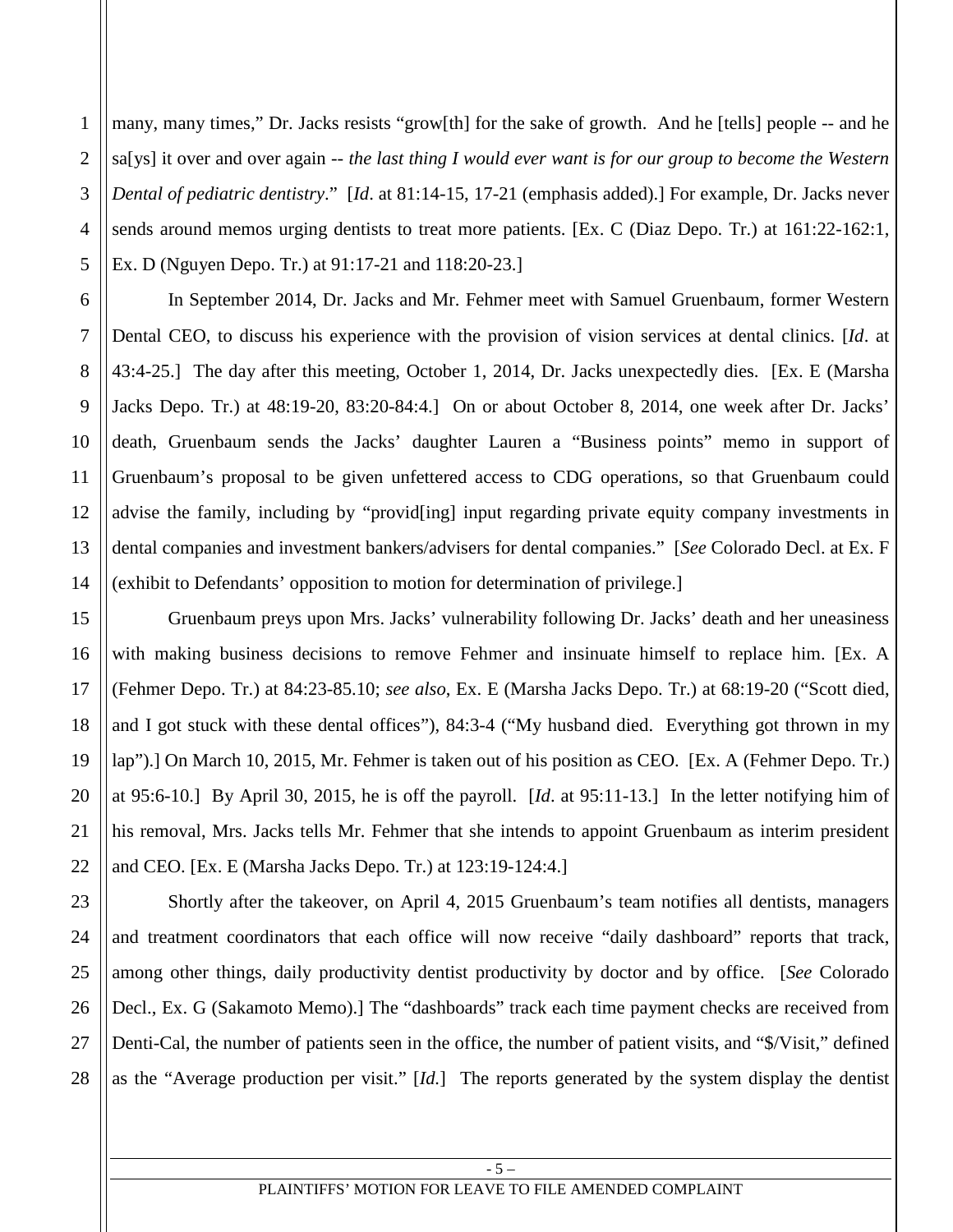many, many times," Dr. Jacks resists "grow[th] for the sake of growth. And he [tells] people -- and he sa[ys] it over and over again -- *the last thing I would ever want is for our group to become the Western Dental of pediatric dentistry*." [*Id*. at 81:14-15, 17-21 (emphasis added).] For example, Dr. Jacks never sends around memos urging dentists to treat more patients. [Ex. C (Diaz Depo. Tr.) at 161:22-162:1, Ex. D (Nguyen Depo. Tr.) at 91:17-21 and 118:20-23.]

In September 2014, Dr. Jacks and Mr. Fehmer meet with Samuel Gruenbaum, former Western Dental CEO, to discuss his experience with the provision of vision services at dental clinics. [*Id*. at 43:4-25.] The day after this meeting, October 1, 2014, Dr. Jacks unexpectedly dies. [Ex. E (Marsha Jacks Depo. Tr.) at 48:19-20, 83:20-84:4.] On or about October 8, 2014, one week after Dr. Jacks' death, Gruenbaum sends the Jacks' daughter Lauren a "Business points" memo in support of Gruenbaum's proposal to be given unfettered access to CDG operations, so that Gruenbaum could advise the family, including by "provid[ing] input regarding private equity company investments in dental companies and investment bankers/advisers for dental companies." [*See* Colorado Decl. at Ex. F (exhibit to Defendants' opposition to motion for determination of privilege.]

Gruenbaum preys upon Mrs. Jacks' vulnerability following Dr. Jacks' death and her uneasiness with making business decisions to remove Fehmer and insinuate himself to replace him. [Ex. A (Fehmer Depo. Tr.) at 84:23-85.10; *see also*, Ex. E (Marsha Jacks Depo. Tr.) at 68:19-20 ("Scott died, and I got stuck with these dental offices"), 84:3-4 ("My husband died. Everything got thrown in my lap").] On March 10, 2015, Mr. Fehmer is taken out of his position as CEO. [Ex. A (Fehmer Depo. Tr.) at 95:6-10.] By April 30, 2015, he is off the payroll. [*Id*. at 95:11-13.] In the letter notifying him of his removal, Mrs. Jacks tells Mr. Fehmer that she intends to appoint Gruenbaum as interim president and CEO. [Ex. E (Marsha Jacks Depo. Tr.) at 123:19-124:4.]

Shortly after the takeover, on April 4, 2015 Gruenbaum's team notifies all dentists, managers and treatment coordinators that each office will now receive "daily dashboard" reports that track, among other things, daily productivity dentist productivity by doctor and by office. [*See* Colorado Decl., Ex. G (Sakamoto Memo).] The "dashboards" track each time payment checks are received from Denti-Cal, the number of patients seen in the office, the number of patient visits, and "$/Visit," defined as the "Average production per visit." [*Id.*] The reports generated by the system display the dentist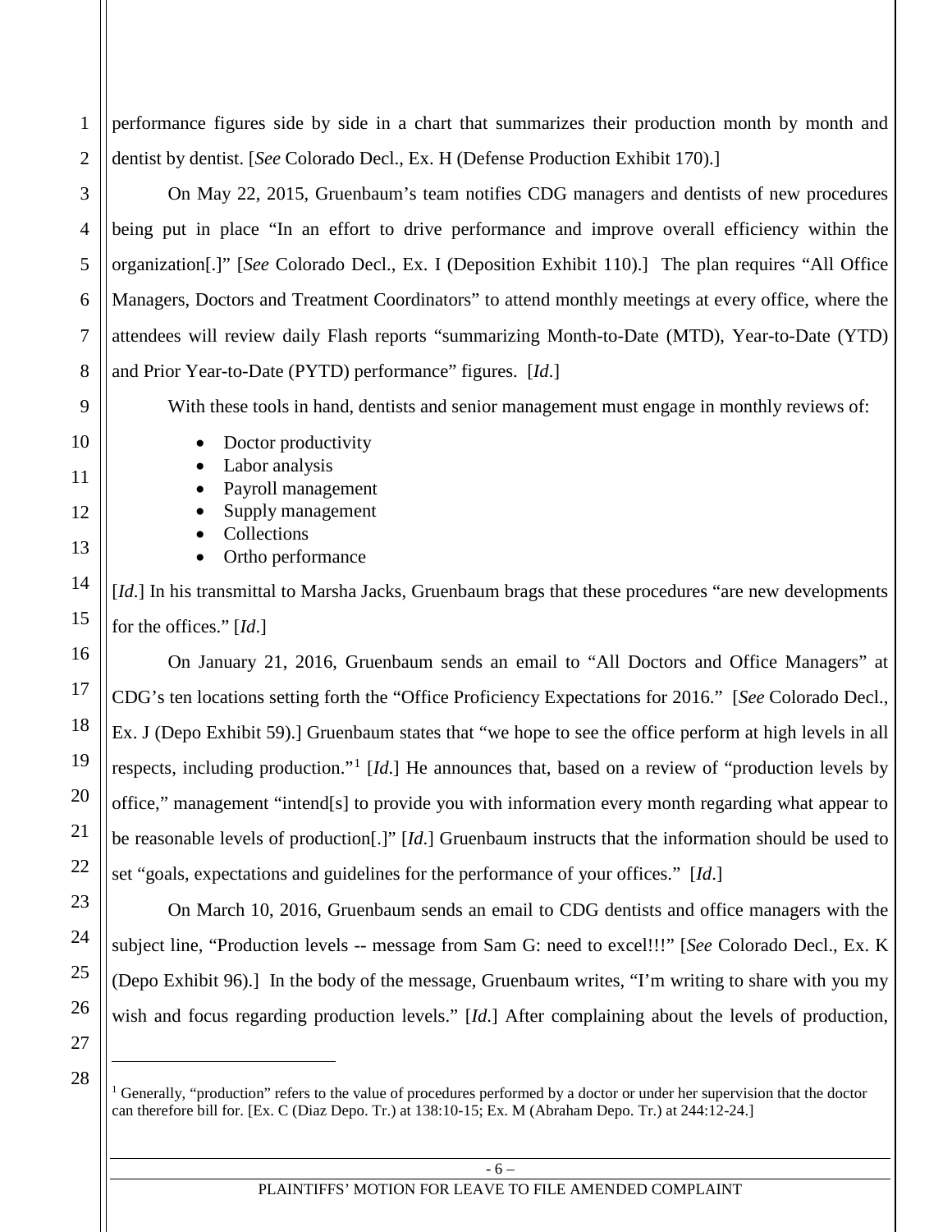performance figures side by side in a chart that summarizes their production month by month and dentist by dentist. [*See* Colorado Decl., Ex. H (Defense Production Exhibit 170).]

On May 22, 2015, Gruenbaum's team notifies CDG managers and dentists of new procedures being put in place "In an effort to drive performance and improve overall efficiency within the organization[.]" [*See* Colorado Decl., Ex. I (Deposition Exhibit 110).] The plan requires "All Office Managers, Doctors and Treatment Coordinators" to attend monthly meetings at every office, where the attendees will review daily Flash reports "summarizing Month-to-Date (MTD), Year-to-Date (YTD) and Prior Year-to-Date (PYTD) performance" figures. [*Id*.]

With these tools in hand, dentists and senior management must engage in monthly reviews of:

- Doctor productivity
- Labor analysis
- Payroll management
- Supply management
- Collections
- Ortho performance

[*Id*.] In his transmittal to Marsha Jacks, Gruenbaum brags that these procedures "are new developments for the offices." [*Id*.]

On January 21, 2016, Gruenbaum sends an email to "All Doctors and Office Managers" at CDG's ten locations setting forth the "Office Proficiency Expectations for 2016." [*See* Colorado Decl., Ex. J (Depo Exhibit 59).] Gruenbaum states that "we hope to see the office perform at high levels in all respects, including production."[1] [*Id*.] He announces that, based on a review of "production levels by office," management "intend[s] to provide you with information every month regarding what appear to be reasonable levels of production[.]" [*Id*.] Gruenbaum instructs that the information should be used to set "goals, expectations and guidelines for the performance of your offices." [*Id*.]

On March 10, 2016, Gruenbaum sends an email to CDG dentists and office managers with the subject line, "Production levels -- message from Sam G: need to excel!!!" [*See* Colorado Decl., Ex. K (Depo Exhibit 96).] In the body of the message, Gruenbaum writes, "I'm writing to share with you my wish and focus regarding production levels." [*Id*.] After complaining about the levels of production,

---

[1] Generally, "production" refers to the value of procedures performed by a doctor or under her supervision that the doctor can therefore bill for. [Ex. C (Diaz Depo. Tr.) at 138:10-15; Ex. M (Abraham Depo. Tr.) at 244:12-24.]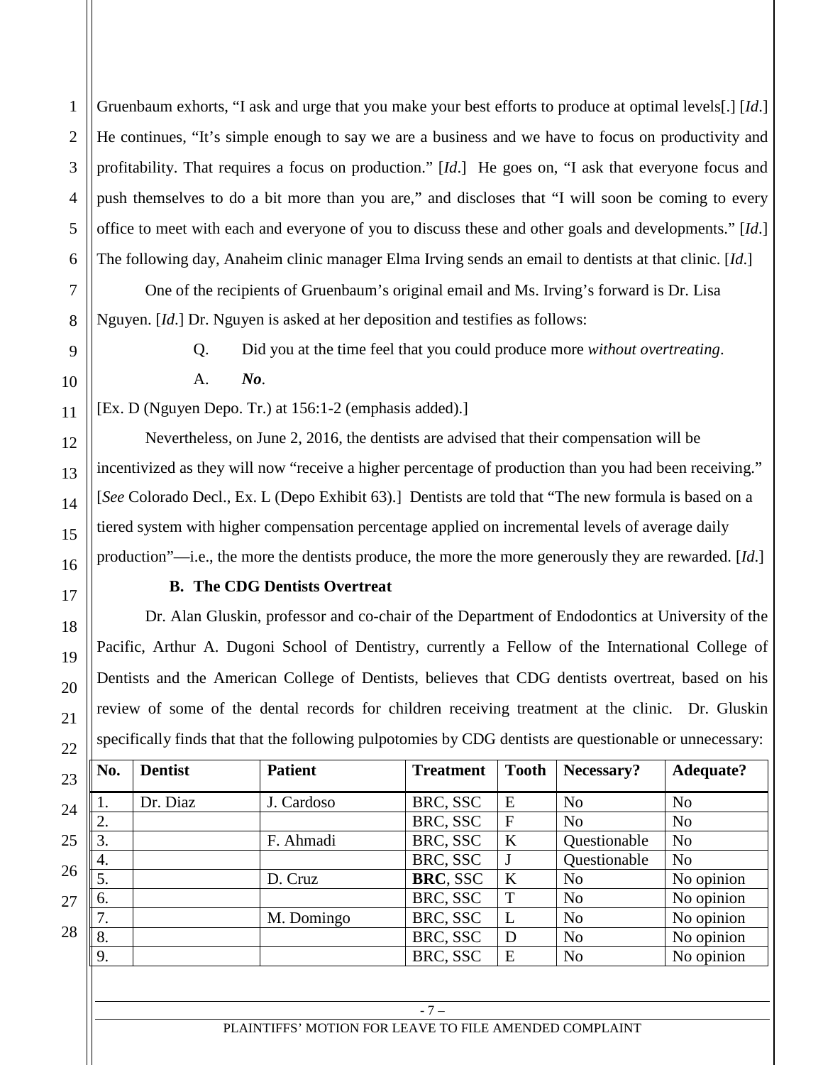Gruenbaum exhorts, "I ask and urge that you make your best efforts to produce at optimal levels[.] [*Id*.] He continues, "It's simple enough to say we are a business and we have to focus on productivity and profitability. That requires a focus on production." [*Id*.] He goes on, "I ask that everyone focus and push themselves to do a bit more than you are," and discloses that "I will soon be coming to every office to meet with each and everyone of you to discuss these and other goals and developments." [*Id*.] The following day, Anaheim clinic manager Elma Irving sends an email to dentists at that clinic. [*Id*.]

One of the recipients of Gruenbaum's original email and Ms. Irving's forward is Dr. Lisa Nguyen. [*Id*.] Dr. Nguyen is asked at her deposition and testifies as follows:

> Q. Did you at the time feel that you could produce more *without overtreating*.
>
> A. ***No***.

[Ex. D (Nguyen Depo. Tr.) at 156:1-2 (emphasis added).]

Nevertheless, on June 2, 2016, the dentists are advised that their compensation will be incentivized as they will now "receive a higher percentage of production than you had been receiving." [*See* Colorado Decl., Ex. L (Depo Exhibit 63).] Dentists are told that "The new formula is based on a tiered system with higher compensation percentage applied on incremental levels of average daily production"—i.e., the more the dentists produce, the more the more generously they are rewarded. [*Id*.]

### B. The CDG Dentists Overtreat

Dr. Alan Gluskin, professor and co-chair of the Department of Endodontics at University of the Pacific, Arthur A. Dugoni School of Dentistry, currently a Fellow of the International College of Dentists and the American College of Dentists, believes that CDG dentists overtreat, based on his review of some of the dental records for children receiving treatment at the clinic. Dr. Gluskin specifically finds that that the following pulpotomies by CDG dentists are questionable or unnecessary:

| No. | Dentist | Patient | Treatment | Tooth | Necessary? | Adequate? |
|---|---|---|---|---|---|---|
| 1. | Dr. Diaz | J. Cardoso | BRC, SSC | E | No | No |
| 2. | | | BRC, SSC | F | No | No |
| 3. | | F. Ahmadi | BRC, SSC | K | Questionable | No |
| 4. | | | BRC, SSC | J | Questionable | No |
| 5. | | D. Cruz | **BRC**, SSC | K | No | No opinion |
| 6. | | | BRC, SSC | T | No | No opinion |
| 7. | | M. Domingo | BRC, SSC | L | No | No opinion |
| 8. | | | BRC, SSC | D | No | No opinion |
| 9. | | | BRC, SSC | E | No | No opinion |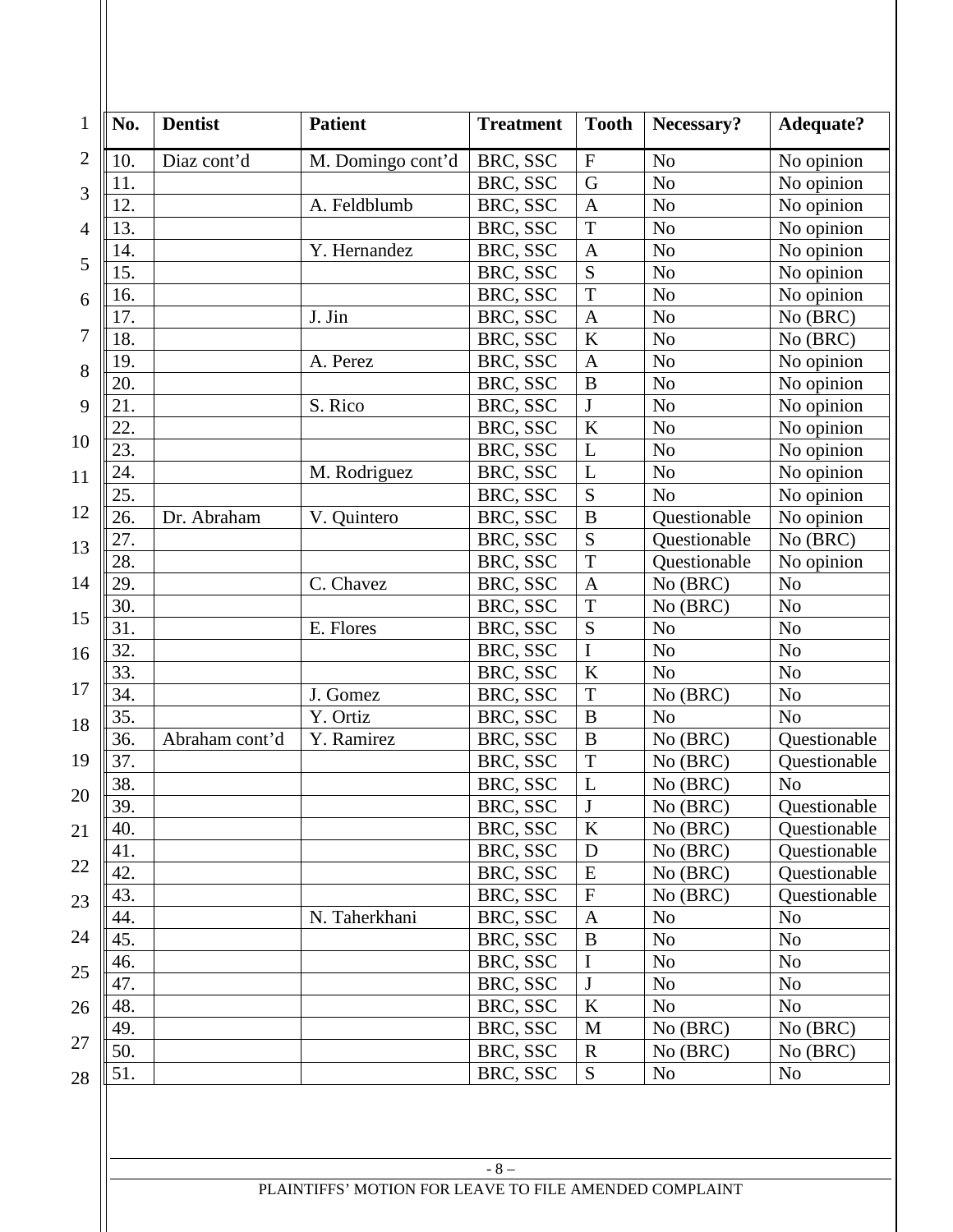| No. | Dentist | Patient | Treatment | Tooth | Necessary? | Adequate? |
|---|---|---|---|---|---|---|
| 10. | Diaz cont'd | M. Domingo cont'd | BRC, SSC | F | No | No opinion |
| 11. | | | BRC, SSC | G | No | No opinion |
| 12. | | A. Feldblumb | BRC, SSC | A | No | No opinion |
| 13. | | | BRC, SSC | T | No | No opinion |
| 14. | | Y. Hernandez | BRC, SSC | A | No | No opinion |
| 15. | | | BRC, SSC | S | No | No opinion |
| 16. | | | BRC, SSC | T | No | No opinion |
| 17. | | J. Jin | BRC, SSC | A | No | No (BRC) |
| 18. | | | BRC, SSC | K | No | No (BRC) |
| 19. | | A. Perez | BRC, SSC | A | No | No opinion |
| 20. | | | BRC, SSC | B | No | No opinion |
| 21. | | S. Rico | BRC, SSC | J | No | No opinion |
| 22. | | | BRC, SSC | K | No | No opinion |
| 23. | | | BRC, SSC | L | No | No opinion |
| 24. | | M. Rodriguez | BRC, SSC | L | No | No opinion |
| 25. | | | BRC, SSC | S | No | No opinion |
| 26. | Dr. Abraham | V. Quintero | BRC, SSC | B | Questionable | No opinion |
| 27. | | | BRC, SSC | S | Questionable | No (BRC) |
| 28. | | | BRC, SSC | T | Questionable | No opinion |
| 29. | | C. Chavez | BRC, SSC | A | No (BRC) | No |
| 30. | | | BRC, SSC | T | No (BRC) | No |
| 31. | | E. Flores | BRC, SSC | S | No | No |
| 32. | | | BRC, SSC | I | No | No |
| 33. | | | BRC, SSC | K | No | No |
| 34. | | J. Gomez | BRC, SSC | T | No (BRC) | No |
| 35. | | Y. Ortiz | BRC, SSC | B | No | No |
| 36. | Abraham cont'd | Y. Ramirez | BRC, SSC | B | No (BRC) | Questionable |
| 37. | | | BRC, SSC | T | No (BRC) | Questionable |
| 38. | | | BRC, SSC | L | No (BRC) | No |
| 39. | | | BRC, SSC | J | No (BRC) | Questionable |
| 40. | | | BRC, SSC | K | No (BRC) | Questionable |
| 41. | | | BRC, SSC | D | No (BRC) | Questionable |
| 42. | | | BRC, SSC | E | No (BRC) | Questionable |
| 43. | | | BRC, SSC | F | No (BRC) | Questionable |
| 44. | | N. Taherkhani | BRC, SSC | A | No | No |
| 45. | | | BRC, SSC | B | No | No |
| 46. | | | BRC, SSC | I | No | No |
| 47. | | | BRC, SSC | J | No | No |
| 48. | | | BRC, SSC | K | No | No |
| 49. | | | BRC, SSC | M | No (BRC) | No (BRC) |
| 50. | | | BRC, SSC | R | No (BRC) | No (BRC) |
| 51. | | | BRC, SSC | S | No | No |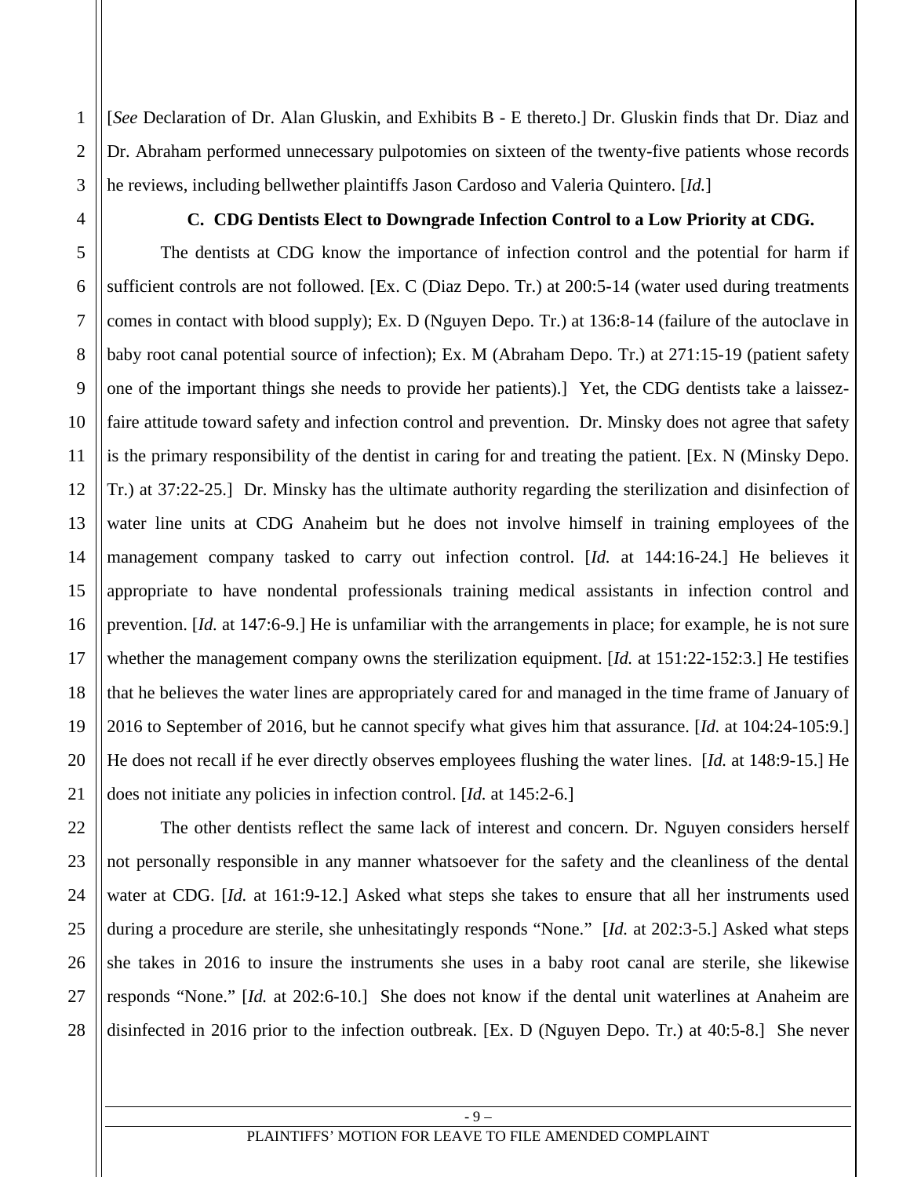[*See* Declaration of Dr. Alan Gluskin, and Exhibits B - E thereto.] Dr. Gluskin finds that Dr. Diaz and Dr. Abraham performed unnecessary pulpotomies on sixteen of the twenty-five patients whose records he reviews, including bellwether plaintiffs Jason Cardoso and Valeria Quintero. [*Id.*]

### C. CDG Dentists Elect to Downgrade Infection Control to a Low Priority at CDG.

The dentists at CDG know the importance of infection control and the potential for harm if sufficient controls are not followed. [Ex. C (Diaz Depo. Tr.) at 200:5-14 (water used during treatments comes in contact with blood supply); Ex. D (Nguyen Depo. Tr.) at 136:8-14 (failure of the autoclave in baby root canal potential source of infection); Ex. M (Abraham Depo. Tr.) at 271:15-19 (patient safety one of the important things she needs to provide her patients).] Yet, the CDG dentists take a laissez-faire attitude toward safety and infection control and prevention. Dr. Minsky does not agree that safety is the primary responsibility of the dentist in caring for and treating the patient. [Ex. N (Minsky Depo. Tr.) at 37:22-25.] Dr. Minsky has the ultimate authority regarding the sterilization and disinfection of water line units at CDG Anaheim but he does not involve himself in training employees of the management company tasked to carry out infection control. [*Id.* at 144:16-24.] He believes it appropriate to have nondental professionals training medical assistants in infection control and prevention. [*Id.* at 147:6-9.] He is unfamiliar with the arrangements in place; for example, he is not sure whether the management company owns the sterilization equipment. [*Id.* at 151:22-152:3.] He testifies that he believes the water lines are appropriately cared for and managed in the time frame of January of 2016 to September of 2016, but he cannot specify what gives him that assurance. [*Id.* at 104:24-105:9.] He does not recall if he ever directly observes employees flushing the water lines. [*Id.* at 148:9-15.] He does not initiate any policies in infection control. [*Id.* at 145:2-6.]

The other dentists reflect the same lack of interest and concern. Dr. Nguyen considers herself not personally responsible in any manner whatsoever for the safety and the cleanliness of the dental water at CDG. [*Id.* at 161:9-12.] Asked what steps she takes to ensure that all her instruments used during a procedure are sterile, she unhesitatingly responds "None." [*Id.* at 202:3-5.] Asked what steps she takes in 2016 to insure the instruments she uses in a baby root canal are sterile, she likewise responds "None." [*Id.* at 202:6-10.] She does not know if the dental unit waterlines at Anaheim are disinfected in 2016 prior to the infection outbreak. [Ex. D (Nguyen Depo. Tr.) at 40:5-8.] She never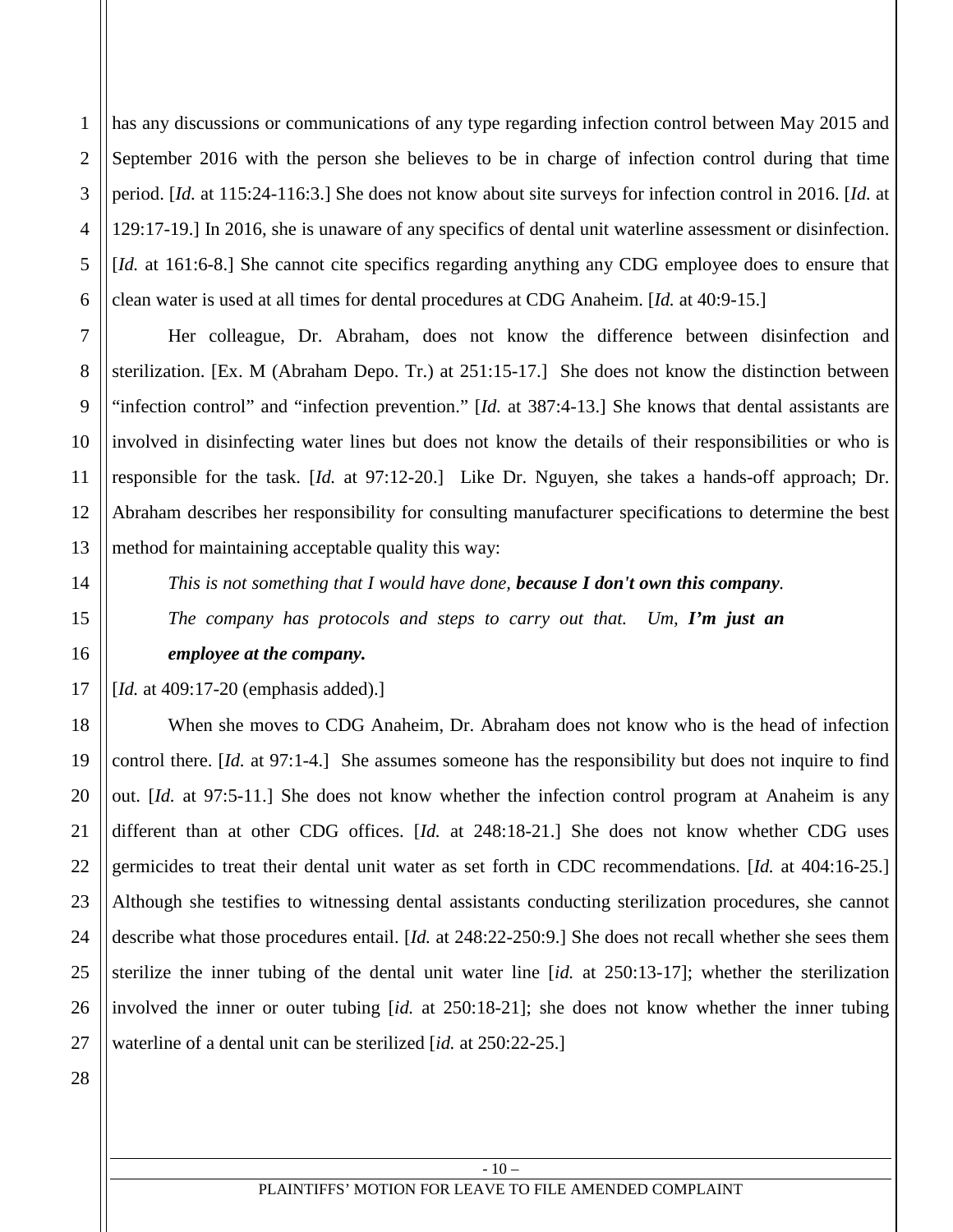has any discussions or communications of any type regarding infection control between May 2015 and September 2016 with the person she believes to be in charge of infection control during that time period. [*Id.* at 115:24-116:3.] She does not know about site surveys for infection control in 2016. [*Id.* at 129:17-19.] In 2016, she is unaware of any specifics of dental unit waterline assessment or disinfection. [*Id.* at 161:6-8.] She cannot cite specifics regarding anything any CDG employee does to ensure that clean water is used at all times for dental procedures at CDG Anaheim. [*Id.* at 40:9-15.]

Her colleague, Dr. Abraham, does not know the difference between disinfection and sterilization. [Ex. M (Abraham Depo. Tr.) at 251:15-17.] She does not know the distinction between "infection control" and "infection prevention." [*Id.* at 387:4-13.] She knows that dental assistants are involved in disinfecting water lines but does not know the details of their responsibilities or who is responsible for the task. [*Id.* at 97:12-20.] Like Dr. Nguyen, she takes a hands-off approach; Dr. Abraham describes her responsibility for consulting manufacturer specifications to determine the best method for maintaining acceptable quality this way:

> *This is not something that I would have done, **because I don't own this company**. The company has protocols and steps to carry out that. Um, **I'm just an employee at the company.***

[*Id.* at 409:17-20 (emphasis added).]

When she moves to CDG Anaheim, Dr. Abraham does not know who is the head of infection control there. [*Id.* at 97:1-4.] She assumes someone has the responsibility but does not inquire to find out. [*Id.* at 97:5-11.] She does not know whether the infection control program at Anaheim is any different than at other CDG offices. [*Id.* at 248:18-21.] She does not know whether CDG uses germicides to treat their dental unit water as set forth in CDC recommendations. [*Id.* at 404:16-25.] Although she testifies to witnessing dental assistants conducting sterilization procedures, she cannot describe what those procedures entail. [*Id.* at 248:22-250:9.] She does not recall whether she sees them sterilize the inner tubing of the dental unit water line [*id.* at 250:13-17]; whether the sterilization involved the inner or outer tubing [*id.* at 250:18-21]; she does not know whether the inner tubing waterline of a dental unit can be sterilized [*id.* at 250:22-25.]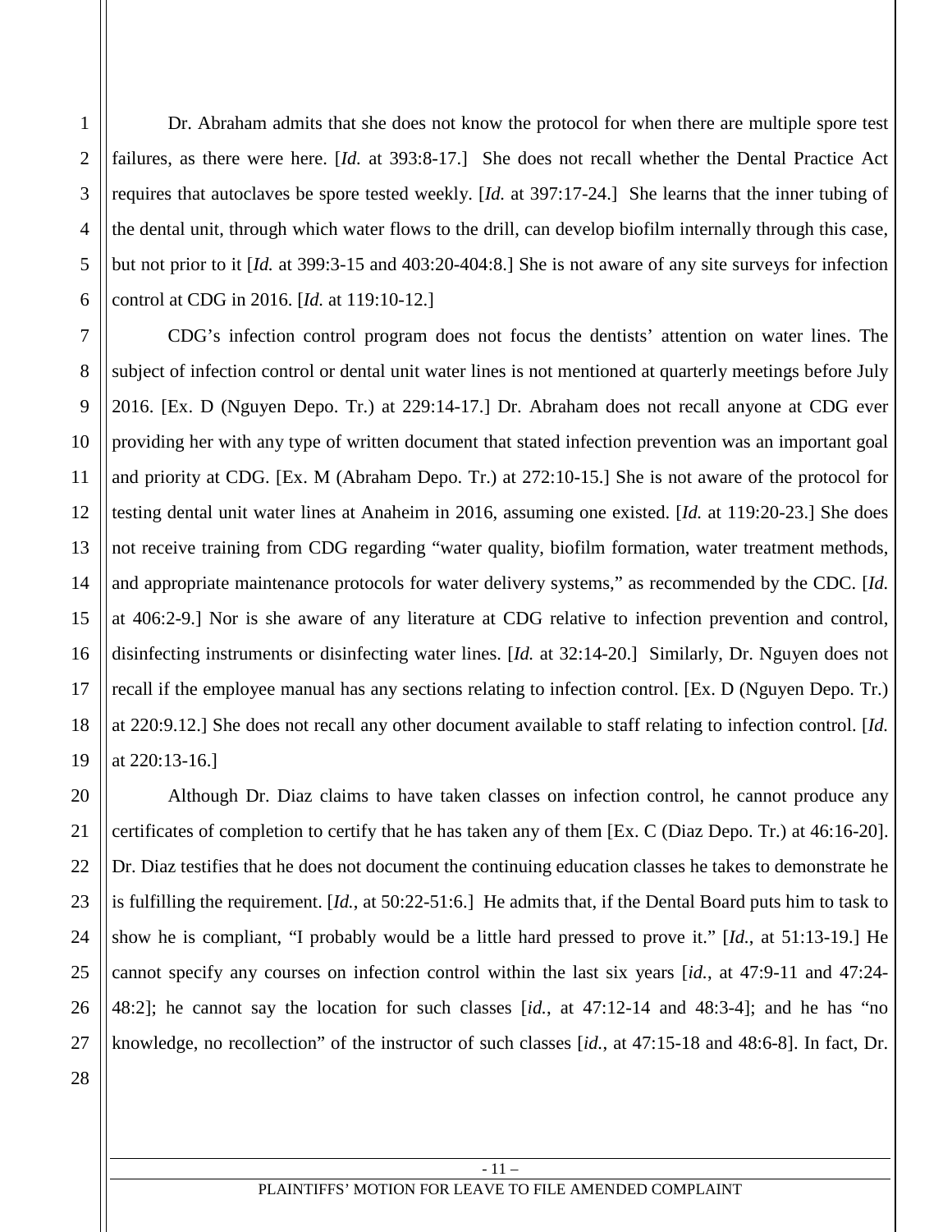Dr. Abraham admits that she does not know the protocol for when there are multiple spore test failures, as there were here. [*Id.* at 393:8-17.] She does not recall whether the Dental Practice Act requires that autoclaves be spore tested weekly. [*Id.* at 397:17-24.] She learns that the inner tubing of the dental unit, through which water flows to the drill, can develop biofilm internally through this case, but not prior to it [*Id.* at 399:3-15 and 403:20-404:8.] She is not aware of any site surveys for infection control at CDG in 2016. [*Id.* at 119:10-12.]

CDG's infection control program does not focus the dentists' attention on water lines. The subject of infection control or dental unit water lines is not mentioned at quarterly meetings before July 2016. [Ex. D (Nguyen Depo. Tr.) at 229:14-17.] Dr. Abraham does not recall anyone at CDG ever providing her with any type of written document that stated infection prevention was an important goal and priority at CDG. [Ex. M (Abraham Depo. Tr.) at 272:10-15.] She is not aware of the protocol for testing dental unit water lines at Anaheim in 2016, assuming one existed. [*Id.* at 119:20-23.] She does not receive training from CDG regarding "water quality, biofilm formation, water treatment methods, and appropriate maintenance protocols for water delivery systems," as recommended by the CDC. [*Id.* at 406:2-9.] Nor is she aware of any literature at CDG relative to infection prevention and control, disinfecting instruments or disinfecting water lines. [*Id.* at 32:14-20.] Similarly, Dr. Nguyen does not recall if the employee manual has any sections relating to infection control. [Ex. D (Nguyen Depo. Tr.) at 220:9.12.] She does not recall any other document available to staff relating to infection control. [*Id.* at 220:13-16.]

Although Dr. Diaz claims to have taken classes on infection control, he cannot produce any certificates of completion to certify that he has taken any of them [Ex. C (Diaz Depo. Tr.) at 46:16-20]. Dr. Diaz testifies that he does not document the continuing education classes he takes to demonstrate he is fulfilling the requirement. [*Id.*, at 50:22-51:6.] He admits that, if the Dental Board puts him to task to show he is compliant, "I probably would be a little hard pressed to prove it." [*Id.*, at 51:13-19.] He cannot specify any courses on infection control within the last six years [*id.*, at 47:9-11 and 47:24-48:2]; he cannot say the location for such classes [*id.*, at 47:12-14 and 48:3-4]; and he has "no knowledge, no recollection" of the instructor of such classes [*id.*, at 47:15-18 and 48:6-8]. In fact, Dr.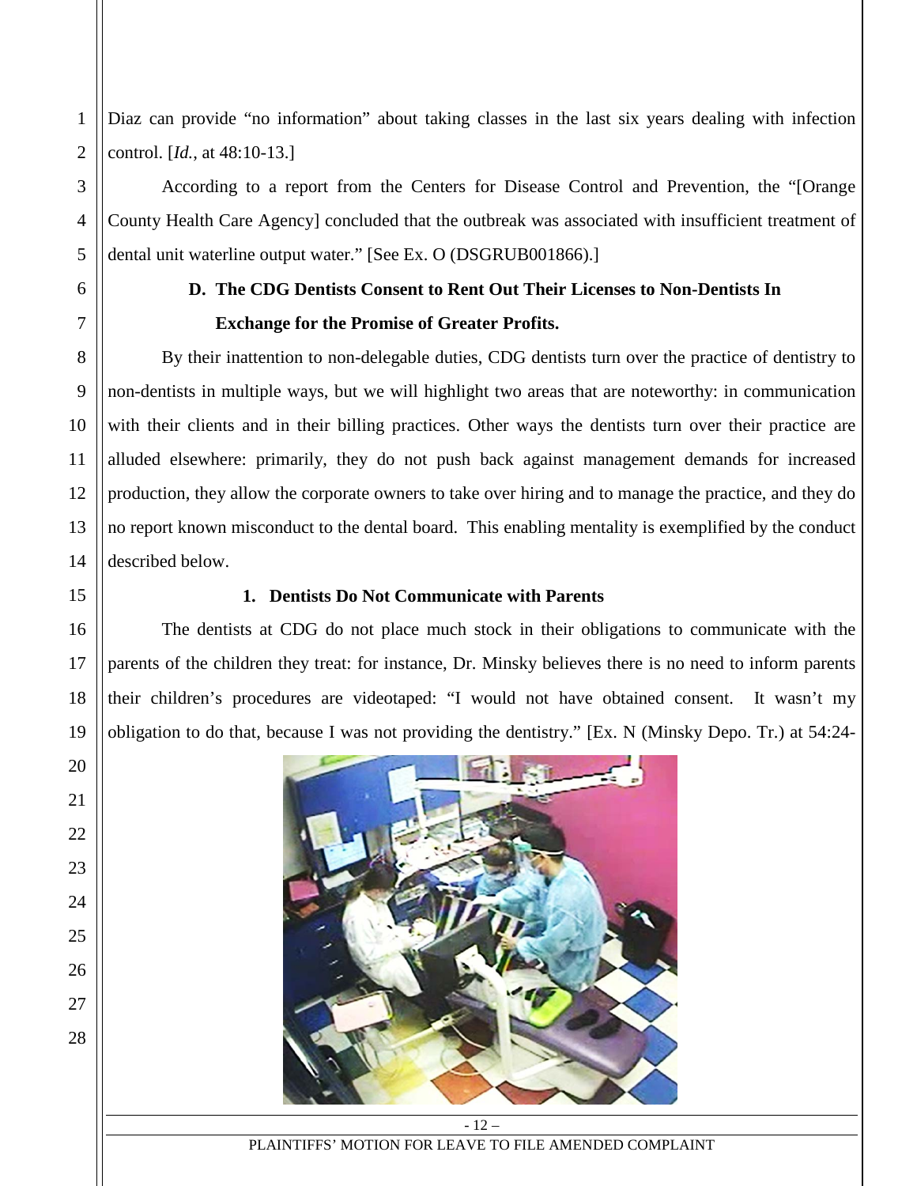Diaz can provide "no information" about taking classes in the last six years dealing with infection control. [*Id.*, at 48:10-13.]

According to a report from the Centers for Disease Control and Prevention, the "[Orange County Health Care Agency] concluded that the outbreak was associated with insufficient treatment of dental unit waterline output water." [See Ex. O (DSGRUB001866).]

### D. The CDG Dentists Consent to Rent Out Their Licenses to Non-Dentists In Exchange for the Promise of Greater Profits.

By their inattention to non-delegable duties, CDG dentists turn over the practice of dentistry to non-dentists in multiple ways, but we will highlight two areas that are noteworthy: in communication with their clients and in their billing practices. Other ways the dentists turn over their practice are alluded elsewhere: primarily, they do not push back against management demands for increased production, they allow the corporate owners to take over hiring and to manage the practice, and they do no report known misconduct to the dental board. This enabling mentality is exemplified by the conduct described below.

#### 1. Dentists Do Not Communicate with Parents

The dentists at CDG do not place much stock in their obligations to communicate with the parents of the children they treat: for instance, Dr. Minsky believes there is no need to inform parents their children's procedures are videotaped: "I would not have obtained consent. It wasn't my obligation to do that, because I was not providing the dentistry." [Ex. N (Minsky Depo. Tr.) at 54:24-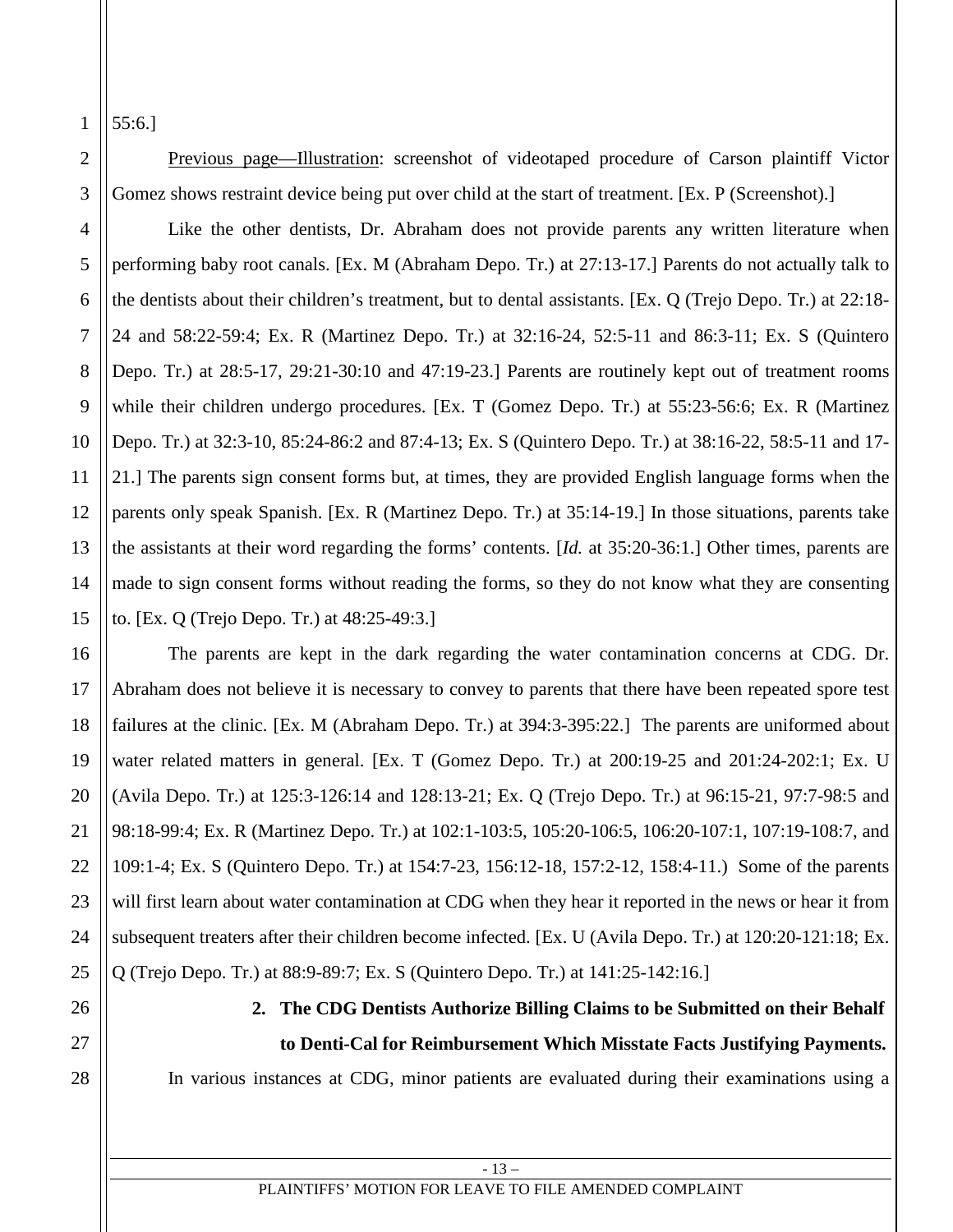55:6.]

Previous page—Illustration: screenshot of videotaped procedure of Carson plaintiff Victor Gomez shows restraint device being put over child at the start of treatment. [Ex. P (Screenshot).]

Like the other dentists, Dr. Abraham does not provide parents any written literature when performing baby root canals. [Ex. M (Abraham Depo. Tr.) at 27:13-17.] Parents do not actually talk to the dentists about their children's treatment, but to dental assistants. [Ex. Q (Trejo Depo. Tr.) at 22:18-24 and 58:22-59:4; Ex. R (Martinez Depo. Tr.) at 32:16-24, 52:5-11 and 86:3-11; Ex. S (Quintero Depo. Tr.) at 28:5-17, 29:21-30:10 and 47:19-23.] Parents are routinely kept out of treatment rooms while their children undergo procedures. [Ex. T (Gomez Depo. Tr.) at 55:23-56:6; Ex. R (Martinez Depo. Tr.) at 32:3-10, 85:24-86:2 and 87:4-13; Ex. S (Quintero Depo. Tr.) at 38:16-22, 58:5-11 and 17-21.] The parents sign consent forms but, at times, they are provided English language forms when the parents only speak Spanish. [Ex. R (Martinez Depo. Tr.) at 35:14-19.] In those situations, parents take the assistants at their word regarding the forms' contents. [*Id.* at 35:20-36:1.] Other times, parents are made to sign consent forms without reading the forms, so they do not know what they are consenting to. [Ex. Q (Trejo Depo. Tr.) at 48:25-49:3.]

The parents are kept in the dark regarding the water contamination concerns at CDG. Dr. Abraham does not believe it is necessary to convey to parents that there have been repeated spore test failures at the clinic. [Ex. M (Abraham Depo. Tr.) at 394:3-395:22.] The parents are uniformed about water related matters in general. [Ex. T (Gomez Depo. Tr.) at 200:19-25 and 201:24-202:1; Ex. U (Avila Depo. Tr.) at 125:3-126:14 and 128:13-21; Ex. Q (Trejo Depo. Tr.) at 96:15-21, 97:7-98:5 and 98:18-99:4; Ex. R (Martinez Depo. Tr.) at 102:1-103:5, 105:20-106:5, 106:20-107:1, 107:19-108:7, and 109:1-4; Ex. S (Quintero Depo. Tr.) at 154:7-23, 156:12-18, 157:2-12, 158:4-11.) Some of the parents will first learn about water contamination at CDG when they hear it reported in the news or hear it from subsequent treaters after their children become infected. [Ex. U (Avila Depo. Tr.) at 120:20-121:18; Ex. Q (Trejo Depo. Tr.) at 88:9-89:7; Ex. S (Quintero Depo. Tr.) at 141:25-142:16.]

**2. The CDG Dentists Authorize Billing Claims to be Submitted on their Behalf to Denti-Cal for Reimbursement Which Misstate Facts Justifying Payments.**

In various instances at CDG, minor patients are evaluated during their examinations using a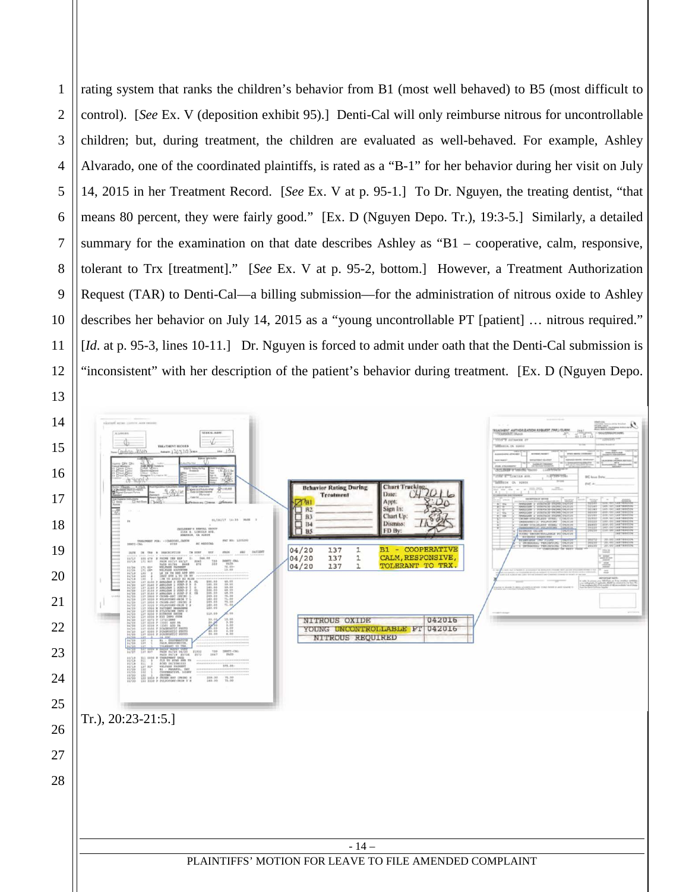rating system that ranks the children's behavior from B1 (most well behaved) to B5 (most difficult to control). [*See* Ex. V (deposition exhibit 95).] Denti-Cal will only reimburse nitrous for uncontrollable children; but, during treatment, the children are evaluated as well-behaved. For example, Ashley Alvarado, one of the coordinated plaintiffs, is rated as a "B-1" for her behavior during her visit on July 14, 2015 in her Treatment Record. [*See* Ex. V at p. 95-1.] To Dr. Nguyen, the treating dentist, "that means 80 percent, they were fairly good." [Ex. D (Nguyen Depo. Tr.), 19:3-5.] Similarly, a detailed summary for the examination on that date describes Ashley as "B1 – cooperative, calm, responsive, tolerant to Trx [treatment]." [*See* Ex. V at p. 95-2, bottom.] However, a Treatment Authorization Request (TAR) to Denti-Cal—a billing submission—for the administration of nitrous oxide to Ashley describes her behavior on July 14, 2015 as a "young uncontrollable PT [patient] … nitrous required." [*Id.* at p. 95-3, lines 10-11.] Dr. Nguyen is forced to admit under oath that the Denti-Cal submission is "inconsistent" with her description of the patient's behavior during treatment. [Ex. D (Nguyen Depo. Tr.), 20:23-21:5.]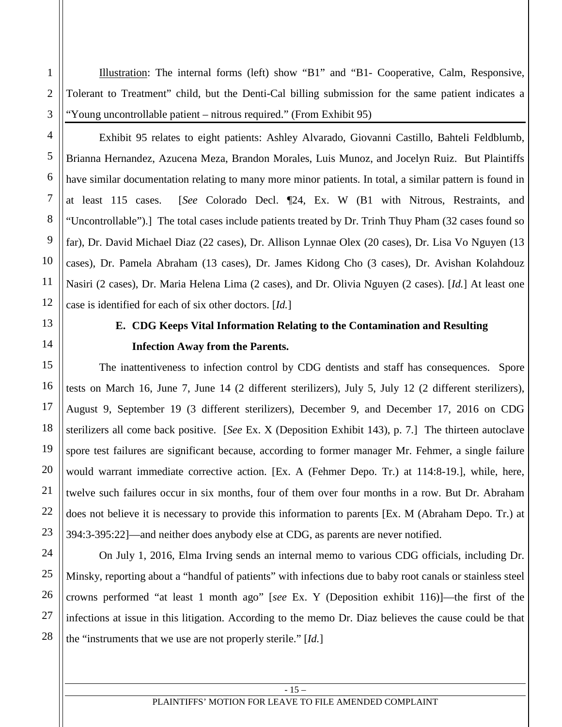<u>Illustration</u>: The internal forms (left) show "B1" and "B1- Cooperative, Calm, Responsive, Tolerant to Treatment" child, but the Denti-Cal billing submission for the same patient indicates a "Young uncontrollable patient – nitrous required." (From Exhibit 95)

Exhibit 95 relates to eight patients: Ashley Alvarado, Giovanni Castillo, Bahteli Feldblumb, Brianna Hernandez, Azucena Meza, Brandon Morales, Luis Munoz, and Jocelyn Ruiz. But Plaintiffs have similar documentation relating to many more minor patients. In total, a similar pattern is found in at least 115 cases. [*See* Colorado Decl. ¶24, Ex. W (B1 with Nitrous, Restraints, and "Uncontrollable").] The total cases include patients treated by Dr. Trinh Thuy Pham (32 cases found so far), Dr. David Michael Diaz (22 cases), Dr. Allison Lynnae Olex (20 cases), Dr. Lisa Vo Nguyen (13 cases), Dr. Pamela Abraham (13 cases), Dr. James Kidong Cho (3 cases), Dr. Avishan Kolahdouz Nasiri (2 cases), Dr. Maria Helena Lima (2 cases), and Dr. Olivia Nguyen (2 cases). [*Id.*] At least one case is identified for each of six other doctors. [*Id.*]

### E. CDG Keeps Vital Information Relating to the Contamination and Resulting Infection Away from the Parents.

The inattentiveness to infection control by CDG dentists and staff has consequences. Spore tests on March 16, June 7, June 14 (2 different sterilizers), July 5, July 12 (2 different sterilizers), August 9, September 19 (3 different sterilizers), December 9, and December 17, 2016 on CDG sterilizers all come back positive. [*See* Ex. X (Deposition Exhibit 143), p. 7.] The thirteen autoclave spore test failures are significant because, according to former manager Mr. Fehmer, a single failure would warrant immediate corrective action. [Ex. A (Fehmer Depo. Tr.) at 114:8-19.], while, here, twelve such failures occur in six months, four of them over four months in a row. But Dr. Abraham does not believe it is necessary to provide this information to parents [Ex. M (Abraham Depo. Tr.) at 394:3-395:22]—and neither does anybody else at CDG, as parents are never notified.

On July 1, 2016, Elma Irving sends an internal memo to various CDG officials, including Dr. Minsky, reporting about a "handful of patients" with infections due to baby root canals or stainless steel crowns performed "at least 1 month ago" [*see* Ex. Y (Deposition exhibit 116)]—the first of the infections at issue in this litigation. According to the memo Dr. Diaz believes the cause could be that the "instruments that we use are not properly sterile." [*Id.*]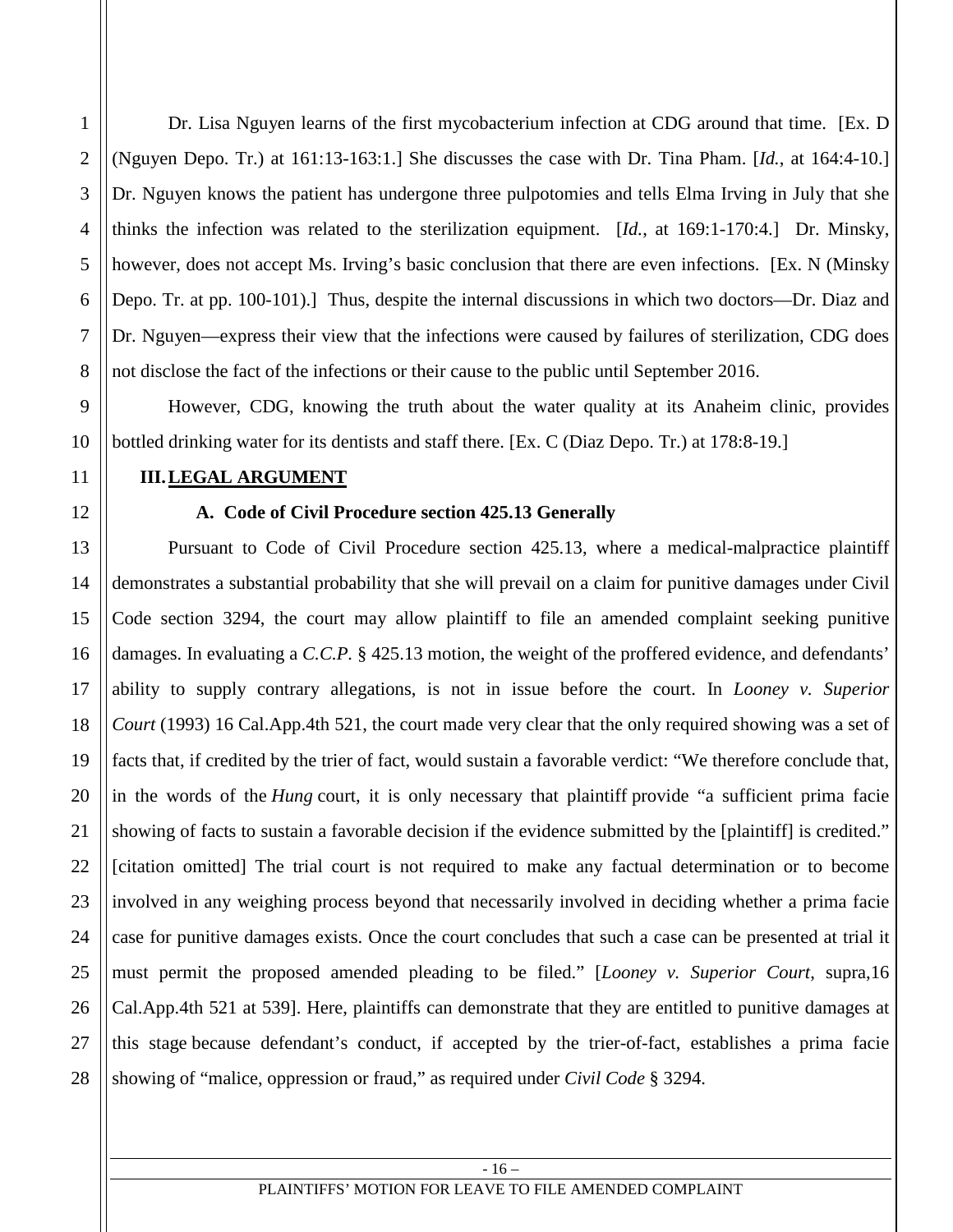Dr. Lisa Nguyen learns of the first mycobacterium infection at CDG around that time. [Ex. D (Nguyen Depo. Tr.) at 161:13-163:1.] She discusses the case with Dr. Tina Pham. [*Id.*, at 164:4-10.] Dr. Nguyen knows the patient has undergone three pulpotomies and tells Elma Irving in July that she thinks the infection was related to the sterilization equipment. [*Id.*, at 169:1-170:4.] Dr. Minsky, however, does not accept Ms. Irving's basic conclusion that there are even infections. [Ex. N (Minsky Depo. Tr. at pp. 100-101).] Thus, despite the internal discussions in which two doctors—Dr. Diaz and Dr. Nguyen—express their view that the infections were caused by failures of sterilization, CDG does not disclose the fact of the infections or their cause to the public until September 2016.

However, CDG, knowing the truth about the water quality at its Anaheim clinic, provides bottled drinking water for its dentists and staff there. [Ex. C (Diaz Depo. Tr.) at 178:8-19.]

## III. LEGAL ARGUMENT

### A. Code of Civil Procedure section 425.13 Generally

Pursuant to Code of Civil Procedure section 425.13, where a medical-malpractice plaintiff demonstrates a substantial probability that she will prevail on a claim for punitive damages under Civil Code section 3294, the court may allow plaintiff to file an amended complaint seeking punitive damages. In evaluating a *C.C.P.* § 425.13 motion, the weight of the proffered evidence, and defendants' ability to supply contrary allegations, is not in issue before the court. In *Looney v. Superior Court* (1993) 16 Cal.App.4th 521, the court made very clear that the only required showing was a set of facts that, if credited by the trier of fact, would sustain a favorable verdict: "We therefore conclude that, in the words of the *Hung* court, it is only necessary that plaintiff provide "a sufficient prima facie showing of facts to sustain a favorable decision if the evidence submitted by the [plaintiff] is credited." [citation omitted] The trial court is not required to make any factual determination or to become involved in any weighing process beyond that necessarily involved in deciding whether a prima facie case for punitive damages exists. Once the court concludes that such a case can be presented at trial it must permit the proposed amended pleading to be filed." [*Looney v. Superior Court*, supra,16 Cal.App.4th 521 at 539]. Here, plaintiffs can demonstrate that they are entitled to punitive damages at this stage because defendant's conduct, if accepted by the trier-of-fact, establishes a prima facie showing of "malice, oppression or fraud," as required under *Civil Code* § 3294.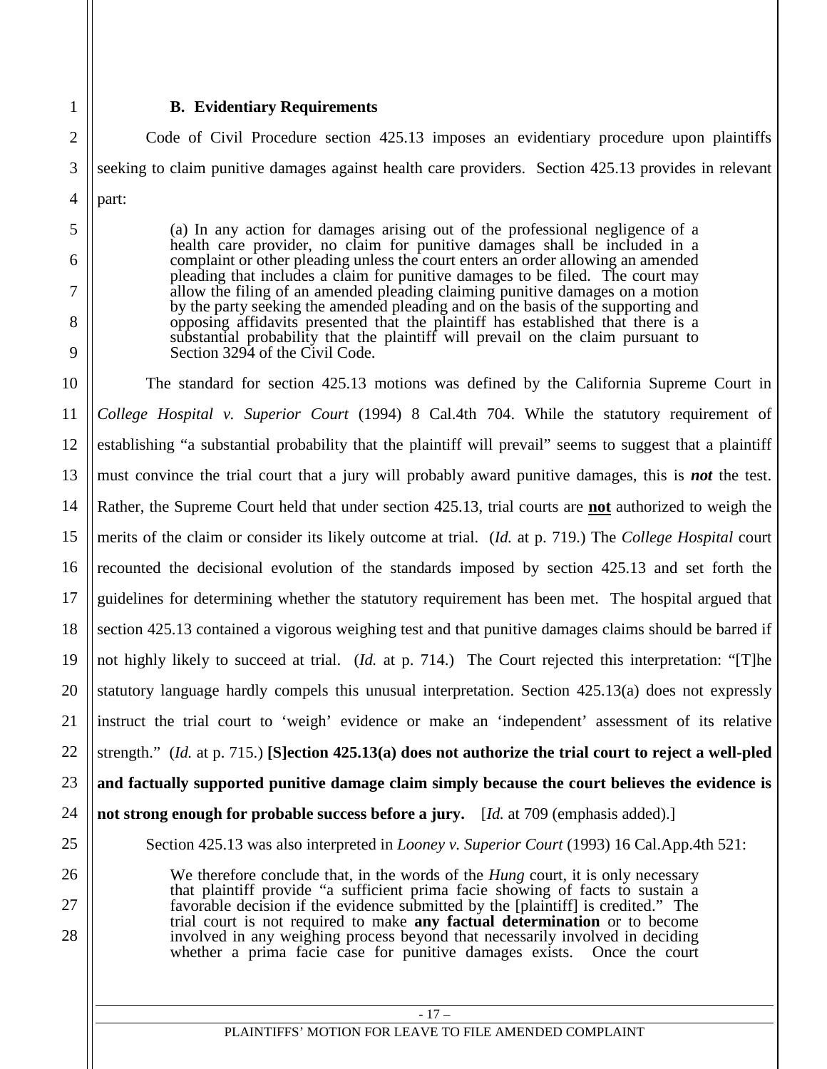### B. Evidentiary Requirements

Code of Civil Procedure section 425.13 imposes an evidentiary procedure upon plaintiffs seeking to claim punitive damages against health care providers. Section 425.13 provides in relevant part:

> (a) In any action for damages arising out of the professional negligence of a health care provider, no claim for punitive damages shall be included in a complaint or other pleading unless the court enters an order allowing an amended pleading that includes a claim for punitive damages to be filed. The court may allow the filing of an amended pleading claiming punitive damages on a motion by the party seeking the amended pleading and on the basis of the supporting and opposing affidavits presented that the plaintiff has established that there is a substantial probability that the plaintiff will prevail on the claim pursuant to Section 3294 of the Civil Code.

The standard for section 425.13 motions was defined by the California Supreme Court in *College Hospital v. Superior Court* (1994) 8 Cal.4th 704. While the statutory requirement of establishing "a substantial probability that the plaintiff will prevail" seems to suggest that a plaintiff must convince the trial court that a jury will probably award punitive damages, this is ***not*** the test. Rather, the Supreme Court held that under section 425.13, trial courts are **<u>not</u>** authorized to weigh the merits of the claim or consider its likely outcome at trial. (*Id.* at p. 719.) The *College Hospital* court recounted the decisional evolution of the standards imposed by section 425.13 and set forth the guidelines for determining whether the statutory requirement has been met. The hospital argued that section 425.13 contained a vigorous weighing test and that punitive damages claims should be barred if not highly likely to succeed at trial. (*Id.* at p. 714.) The Court rejected this interpretation: "[T]he statutory language hardly compels this unusual interpretation. Section 425.13(a) does not expressly instruct the trial court to 'weigh' evidence or make an 'independent' assessment of its relative strength." (*Id.* at p. 715.) **[S]ection 425.13(a) does not authorize the trial court to reject a well-pled and factually supported punitive damage claim simply because the court believes the evidence is not strong enough for probable success before a jury.** [*Id.* at 709 (emphasis added).]

Section 425.13 was also interpreted in *Looney v. Superior Court* (1993) 16 Cal.App.4th 521:

> We therefore conclude that, in the words of the *Hung* court, it is only necessary that plaintiff provide "a sufficient prima facie showing of facts to sustain a favorable decision if the evidence submitted by the [plaintiff] is credited." The trial court is not required to make **any factual determination** or to become involved in any weighing process beyond that necessarily involved in deciding whether a prima facie case for punitive damages exists. Once the court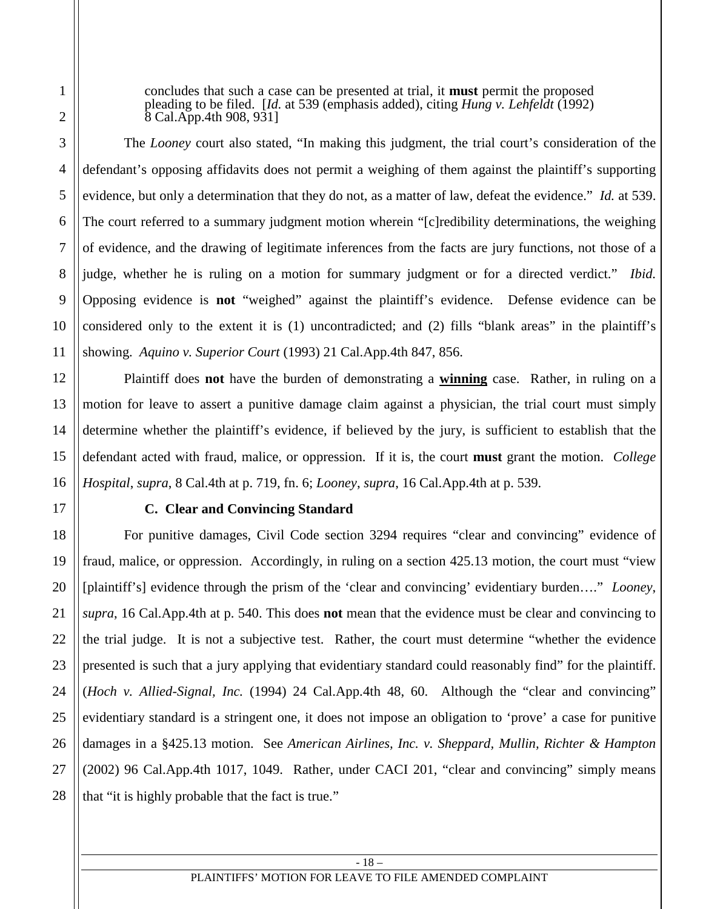> concludes that such a case can be presented at trial, it **must** permit the proposed pleading to be filed. [*Id.* at 539 (emphasis added), citing *Hung v. Lehfeldt* (1992) 8 Cal.App.4th 908, 931]

The *Looney* court also stated, "In making this judgment, the trial court's consideration of the defendant's opposing affidavits does not permit a weighing of them against the plaintiff's supporting evidence, but only a determination that they do not, as a matter of law, defeat the evidence." *Id.* at 539. The court referred to a summary judgment motion wherein "[c]redibility determinations, the weighing of evidence, and the drawing of legitimate inferences from the facts are jury functions, not those of a judge, whether he is ruling on a motion for summary judgment or for a directed verdict." *Ibid.* Opposing evidence is **not** "weighed" against the plaintiff's evidence. Defense evidence can be considered only to the extent it is (1) uncontradicted; and (2) fills "blank areas" in the plaintiff's showing. *Aquino v. Superior Court* (1993) 21 Cal.App.4th 847, 856.

Plaintiff does **not** have the burden of demonstrating a **<u>winning</u>** case. Rather, in ruling on a motion for leave to assert a punitive damage claim against a physician, the trial court must simply determine whether the plaintiff's evidence, if believed by the jury, is sufficient to establish that the defendant acted with fraud, malice, or oppression. If it is, the court **must** grant the motion. *College Hospital*, *supra*, 8 Cal.4th at p. 719, fn. 6; *Looney*, *supra*, 16 Cal.App.4th at p. 539.

**C. Clear and Convincing Standard**

For punitive damages, Civil Code section 3294 requires "clear and convincing" evidence of fraud, malice, or oppression. Accordingly, in ruling on a section 425.13 motion, the court must "view [plaintiff's] evidence through the prism of the 'clear and convincing' evidentiary burden…." *Looney*, *supra*, 16 Cal.App.4th at p. 540. This does **not** mean that the evidence must be clear and convincing to the trial judge. It is not a subjective test. Rather, the court must determine "whether the evidence presented is such that a jury applying that evidentiary standard could reasonably find" for the plaintiff. (*Hoch v. Allied-Signal, Inc.* (1994) 24 Cal.App.4th 48, 60. Although the "clear and convincing" evidentiary standard is a stringent one, it does not impose an obligation to 'prove' a case for punitive damages in a §425.13 motion. See *American Airlines, Inc. v. Sheppard, Mullin, Richter & Hampton* (2002) 96 Cal.App.4th 1017, 1049. Rather, under CACI 201, "clear and convincing" simply means that "it is highly probable that the fact is true."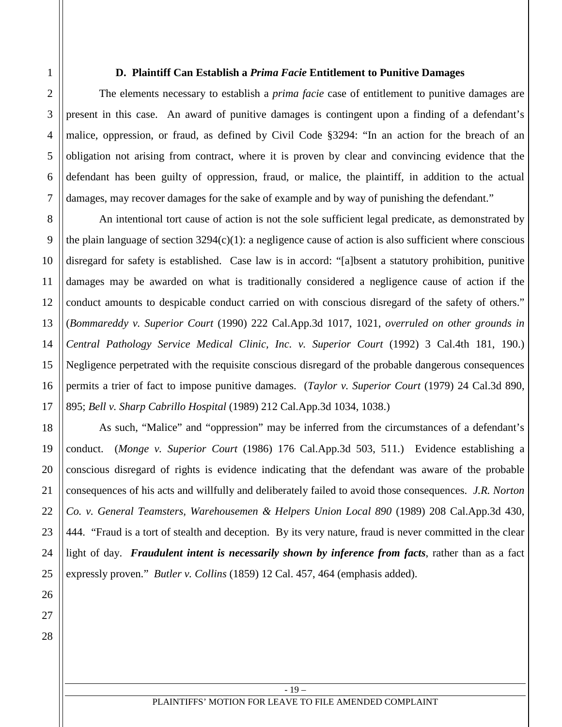### D. Plaintiff Can Establish a *Prima Facie* Entitlement to Punitive Damages

The elements necessary to establish a *prima facie* case of entitlement to punitive damages are present in this case. An award of punitive damages is contingent upon a finding of a defendant's malice, oppression, or fraud, as defined by Civil Code §3294: "In an action for the breach of an obligation not arising from contract, where it is proven by clear and convincing evidence that the defendant has been guilty of oppression, fraud, or malice, the plaintiff, in addition to the actual damages, may recover damages for the sake of example and by way of punishing the defendant."

An intentional tort cause of action is not the sole sufficient legal predicate, as demonstrated by the plain language of section 3294(c)(1): a negligence cause of action is also sufficient where conscious disregard for safety is established. Case law is in accord: "[a]bsent a statutory prohibition, punitive damages may be awarded on what is traditionally considered a negligence cause of action if the conduct amounts to despicable conduct carried on with conscious disregard of the safety of others." (*Bommareddy v. Superior Court* (1990) 222 Cal.App.3d 1017, 1021, *overruled on other grounds in Central Pathology Service Medical Clinic, Inc. v. Superior Court* (1992) 3 Cal.4th 181, 190.) Negligence perpetrated with the requisite conscious disregard of the probable dangerous consequences permits a trier of fact to impose punitive damages. (*Taylor v. Superior Court* (1979) 24 Cal.3d 890, 895; *Bell v. Sharp Cabrillo Hospital* (1989) 212 Cal.App.3d 1034, 1038.)

As such, "Malice" and "oppression" may be inferred from the circumstances of a defendant's conduct. (*Monge v. Superior Court* (1986) 176 Cal.App.3d 503, 511.) Evidence establishing a conscious disregard of rights is evidence indicating that the defendant was aware of the probable consequences of his acts and willfully and deliberately failed to avoid those consequences. *J.R. Norton Co. v. General Teamsters, Warehousemen & Helpers Union Local 890* (1989) 208 Cal.App.3d 430, 444. "Fraud is a tort of stealth and deception. By its very nature, fraud is never committed in the clear light of day. ***Fraudulent intent is necessarily shown by inference from facts***, rather than as a fact expressly proven." *Butler v. Collins* (1859) 12 Cal. 457, 464 (emphasis added).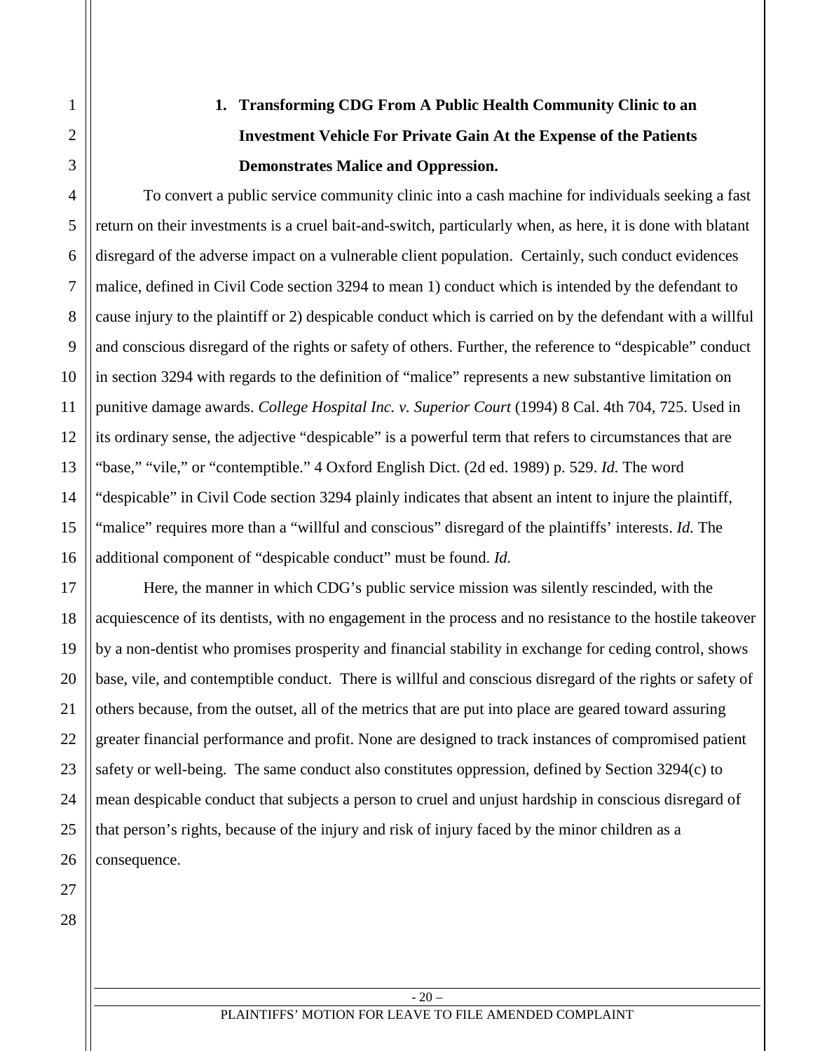### 1. Transforming CDG From A Public Health Community Clinic to an Investment Vehicle For Private Gain At the Expense of the Patients Demonstrates Malice and Oppression.

To convert a public service community clinic into a cash machine for individuals seeking a fast return on their investments is a cruel bait-and-switch, particularly when, as here, it is done with blatant disregard of the adverse impact on a vulnerable client population. Certainly, such conduct evidences malice, defined in Civil Code section 3294 to mean 1) conduct which is intended by the defendant to cause injury to the plaintiff or 2) despicable conduct which is carried on by the defendant with a willful and conscious disregard of the rights or safety of others. Further, the reference to "despicable" conduct in section 3294 with regards to the definition of "malice" represents a new substantive limitation on punitive damage awards. *College Hospital Inc. v. Superior Court* (1994) 8 Cal. 4th 704, 725. Used in its ordinary sense, the adjective "despicable" is a powerful term that refers to circumstances that are "base," "vile," or "contemptible." 4 Oxford English Dict. (2d ed. 1989) p. 529. *Id.* The word "despicable" in Civil Code section 3294 plainly indicates that absent an intent to injure the plaintiff, "malice" requires more than a "willful and conscious" disregard of the plaintiffs' interests. *Id.* The additional component of "despicable conduct" must be found. *Id.*

Here, the manner in which CDG's public service mission was silently rescinded, with the acquiescence of its dentists, with no engagement in the process and no resistance to the hostile takeover by a non-dentist who promises prosperity and financial stability in exchange for ceding control, shows base, vile, and contemptible conduct. There is willful and conscious disregard of the rights or safety of others because, from the outset, all of the metrics that are put into place are geared toward assuring greater financial performance and profit. None are designed to track instances of compromised patient safety or well-being. The same conduct also constitutes oppression, defined by Section 3294(c) to mean despicable conduct that subjects a person to cruel and unjust hardship in conscious disregard of that person's rights, because of the injury and risk of injury faced by the minor children as a consequence.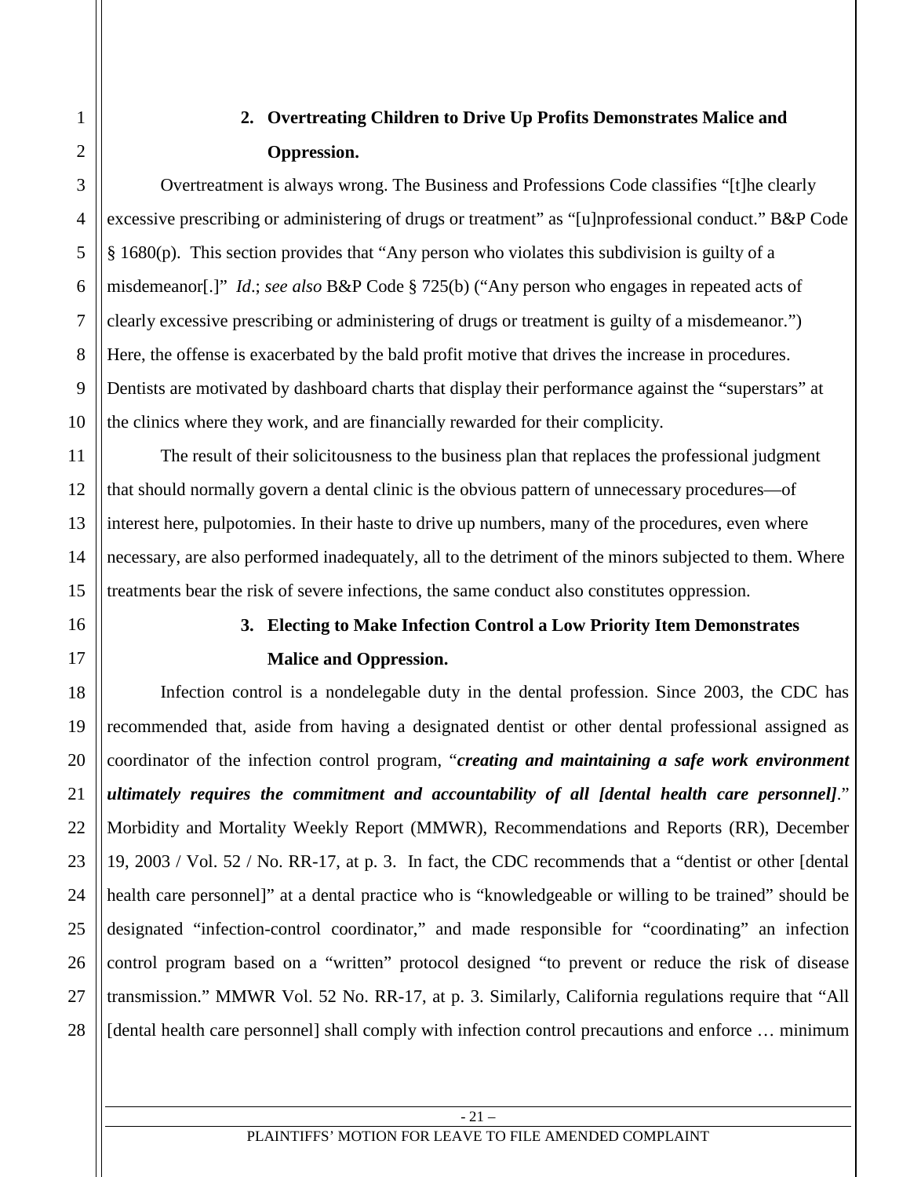### 2. Overtreating Children to Drive Up Profits Demonstrates Malice and Oppression.

Overtreatment is always wrong. The Business and Professions Code classifies "[t]he clearly excessive prescribing or administering of drugs or treatment" as "[u]nprofessional conduct." B&P Code § 1680(p). This section provides that "Any person who violates this subdivision is guilty of a misdemeanor[.]" *Id*.; *see also* B&P Code § 725(b) ("Any person who engages in repeated acts of clearly excessive prescribing or administering of drugs or treatment is guilty of a misdemeanor.") Here, the offense is exacerbated by the bald profit motive that drives the increase in procedures. Dentists are motivated by dashboard charts that display their performance against the "superstars" at the clinics where they work, and are financially rewarded for their complicity.

The result of their solicitousness to the business plan that replaces the professional judgment that should normally govern a dental clinic is the obvious pattern of unnecessary procedures—of interest here, pulpotomies. In their haste to drive up numbers, many of the procedures, even where necessary, are also performed inadequately, all to the detriment of the minors subjected to them. Where treatments bear the risk of severe infections, the same conduct also constitutes oppression.

### 3. Electing to Make Infection Control a Low Priority Item Demonstrates Malice and Oppression.

Infection control is a nondelegable duty in the dental profession. Since 2003, the CDC has recommended that, aside from having a designated dentist or other dental professional assigned as coordinator of the infection control program, "***creating and maintaining a safe work environment ultimately requires the commitment and accountability of all [dental health care personnel]***." Morbidity and Mortality Weekly Report (MMWR), Recommendations and Reports (RR), December 19, 2003 / Vol. 52 / No. RR-17, at p. 3. In fact, the CDC recommends that a "dentist or other [dental health care personnel]" at a dental practice who is "knowledgeable or willing to be trained" should be designated "infection-control coordinator," and made responsible for "coordinating" an infection control program based on a "written" protocol designed "to prevent or reduce the risk of disease transmission." MMWR Vol. 52 No. RR-17, at p. 3. Similarly, California regulations require that "All [dental health care personnel] shall comply with infection control precautions and enforce … minimum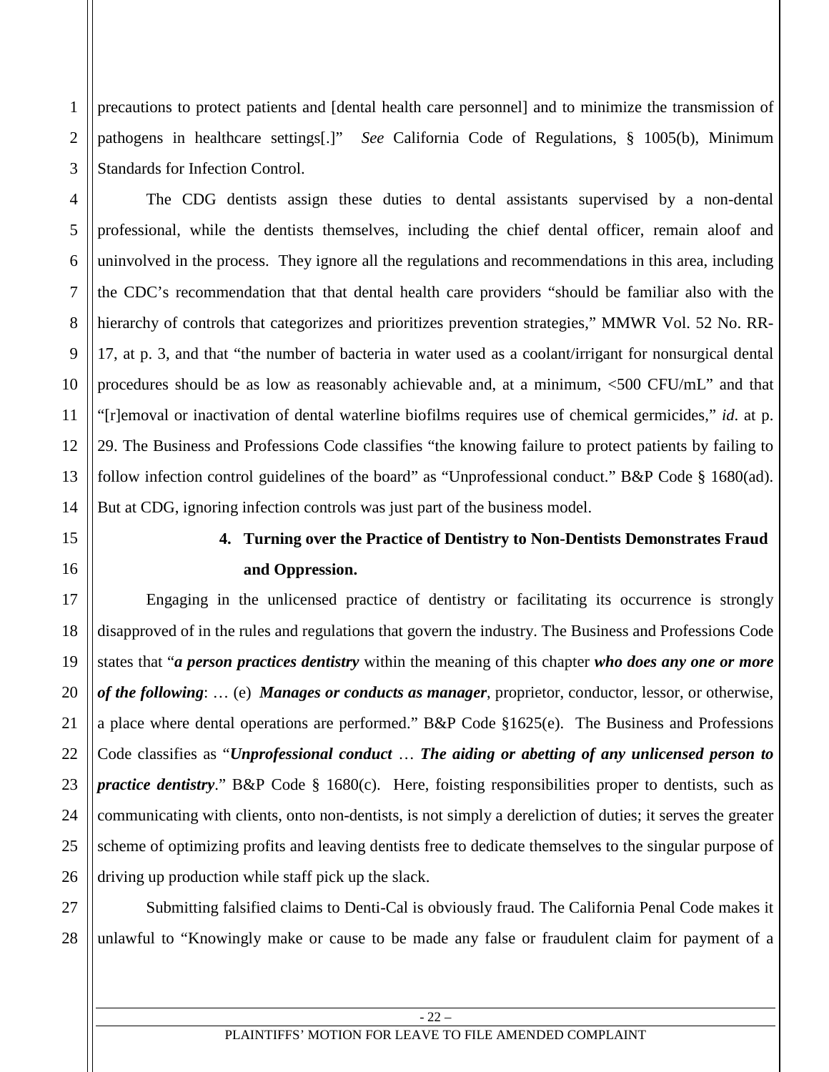precautions to protect patients and [dental health care personnel] and to minimize the transmission of pathogens in healthcare settings[.]" *See* California Code of Regulations, § 1005(b), Minimum Standards for Infection Control.

The CDG dentists assign these duties to dental assistants supervised by a non-dental professional, while the dentists themselves, including the chief dental officer, remain aloof and uninvolved in the process. They ignore all the regulations and recommendations in this area, including the CDC's recommendation that that dental health care providers "should be familiar also with the hierarchy of controls that categorizes and prioritizes prevention strategies," MMWR Vol. 52 No. RR-17, at p. 3, and that "the number of bacteria in water used as a coolant/irrigant for nonsurgical dental procedures should be as low as reasonably achievable and, at a minimum, <500 CFU/mL" and that "[r]emoval or inactivation of dental waterline biofilms requires use of chemical germicides," *id*. at p. 29. The Business and Professions Code classifies "the knowing failure to protect patients by failing to follow infection control guidelines of the board" as "Unprofessional conduct." B&P Code § 1680(ad). But at CDG, ignoring infection controls was just part of the business model.

**4. Turning over the Practice of Dentistry to Non-Dentists Demonstrates Fraud and Oppression.**

Engaging in the unlicensed practice of dentistry or facilitating its occurrence is strongly disapproved of in the rules and regulations that govern the industry. The Business and Professions Code states that "***a person practices dentistry*** within the meaning of this chapter ***who does any one or more of the following***: … (e) ***Manages or conducts as manager***, proprietor, conductor, lessor, or otherwise, a place where dental operations are performed." B&P Code §1625(e). The Business and Professions Code classifies as "***Unprofessional conduct*** … ***The aiding or abetting of any unlicensed person to practice dentistry***." B&P Code § 1680(c). Here, foisting responsibilities proper to dentists, such as communicating with clients, onto non-dentists, is not simply a dereliction of duties; it serves the greater scheme of optimizing profits and leaving dentists free to dedicate themselves to the singular purpose of driving up production while staff pick up the slack.

Submitting falsified claims to Denti-Cal is obviously fraud. The California Penal Code makes it unlawful to "Knowingly make or cause to be made any false or fraudulent claim for payment of a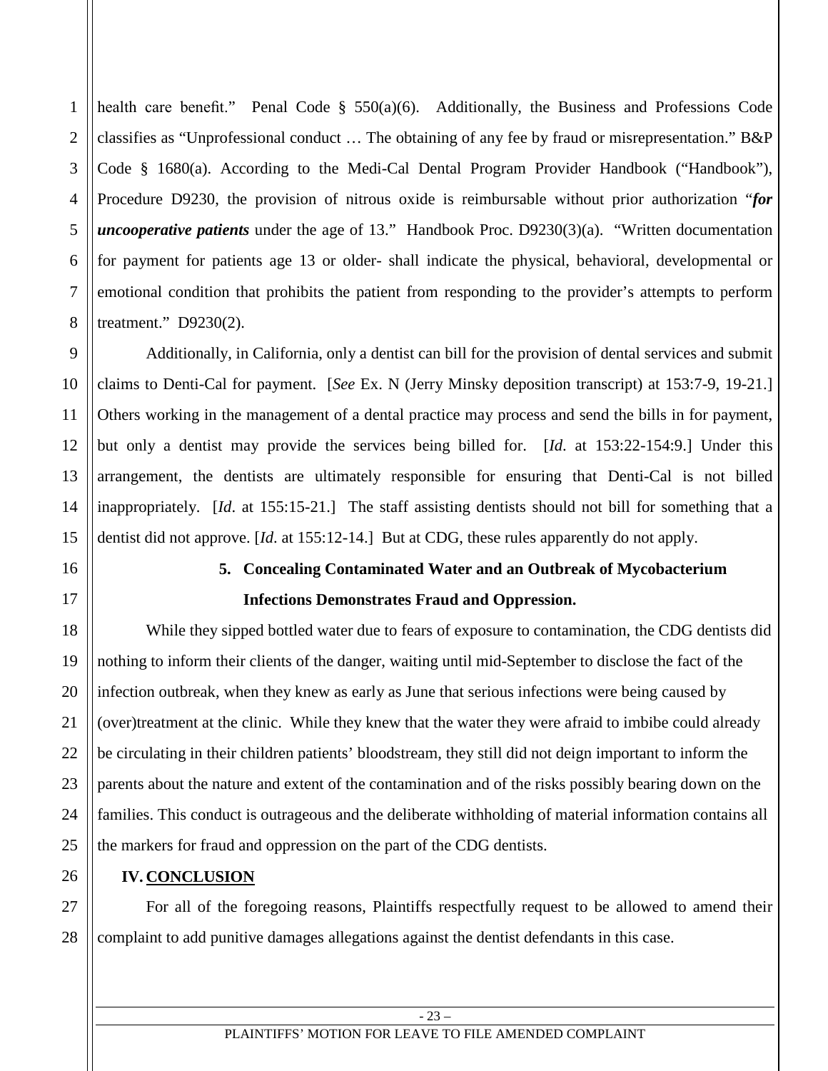health care benefit." Penal Code § 550(a)(6). Additionally, the Business and Professions Code classifies as "Unprofessional conduct … The obtaining of any fee by fraud or misrepresentation." B&P Code § 1680(a). According to the Medi-Cal Dental Program Provider Handbook ("Handbook"), Procedure D9230, the provision of nitrous oxide is reimbursable without prior authorization "***for uncooperative patients*** under the age of 13." Handbook Proc. D9230(3)(a). "Written documentation for payment for patients age 13 or older- shall indicate the physical, behavioral, developmental or emotional condition that prohibits the patient from responding to the provider's attempts to perform treatment." D9230(2).

Additionally, in California, only a dentist can bill for the provision of dental services and submit claims to Denti-Cal for payment. [*See* Ex. N (Jerry Minsky deposition transcript) at 153:7-9, 19-21.] Others working in the management of a dental practice may process and send the bills in for payment, but only a dentist may provide the services being billed for. [*Id.* at 153:22-154:9.] Under this arrangement, the dentists are ultimately responsible for ensuring that Denti-Cal is not billed inappropriately. [*Id*. at 155:15-21.] The staff assisting dentists should not bill for something that a dentist did not approve. [*Id*. at 155:12-14.] But at CDG, these rules apparently do not apply.

### 5. Concealing Contaminated Water and an Outbreak of Mycobacterium Infections Demonstrates Fraud and Oppression.

While they sipped bottled water due to fears of exposure to contamination, the CDG dentists did nothing to inform their clients of the danger, waiting until mid-September to disclose the fact of the infection outbreak, when they knew as early as June that serious infections were being caused by (over)treatment at the clinic. While they knew that the water they were afraid to imbibe could already be circulating in their children patients' bloodstream, they still did not deign important to inform the parents about the nature and extent of the contamination and of the risks possibly bearing down on the families. This conduct is outrageous and the deliberate withholding of material information contains all the markers for fraud and oppression on the part of the CDG dentists.

## IV. CONCLUSION

For all of the foregoing reasons, Plaintiffs respectfully request to be allowed to amend their complaint to add punitive damages allegations against the dentist defendants in this case.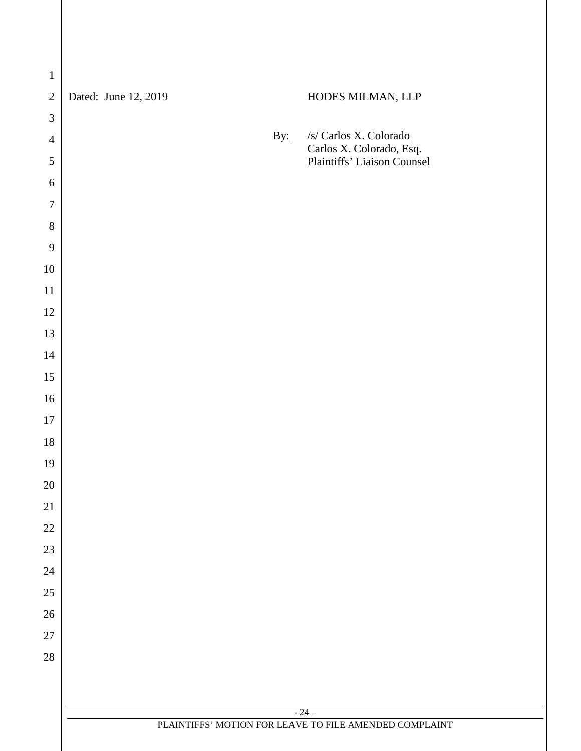Dated: June 12, 2019

HODES MILMAN, LLP

By: /s/ Carlos X. Colorado
Carlos X. Colorado, Esq.
Plaintiffs' Liaison Counsel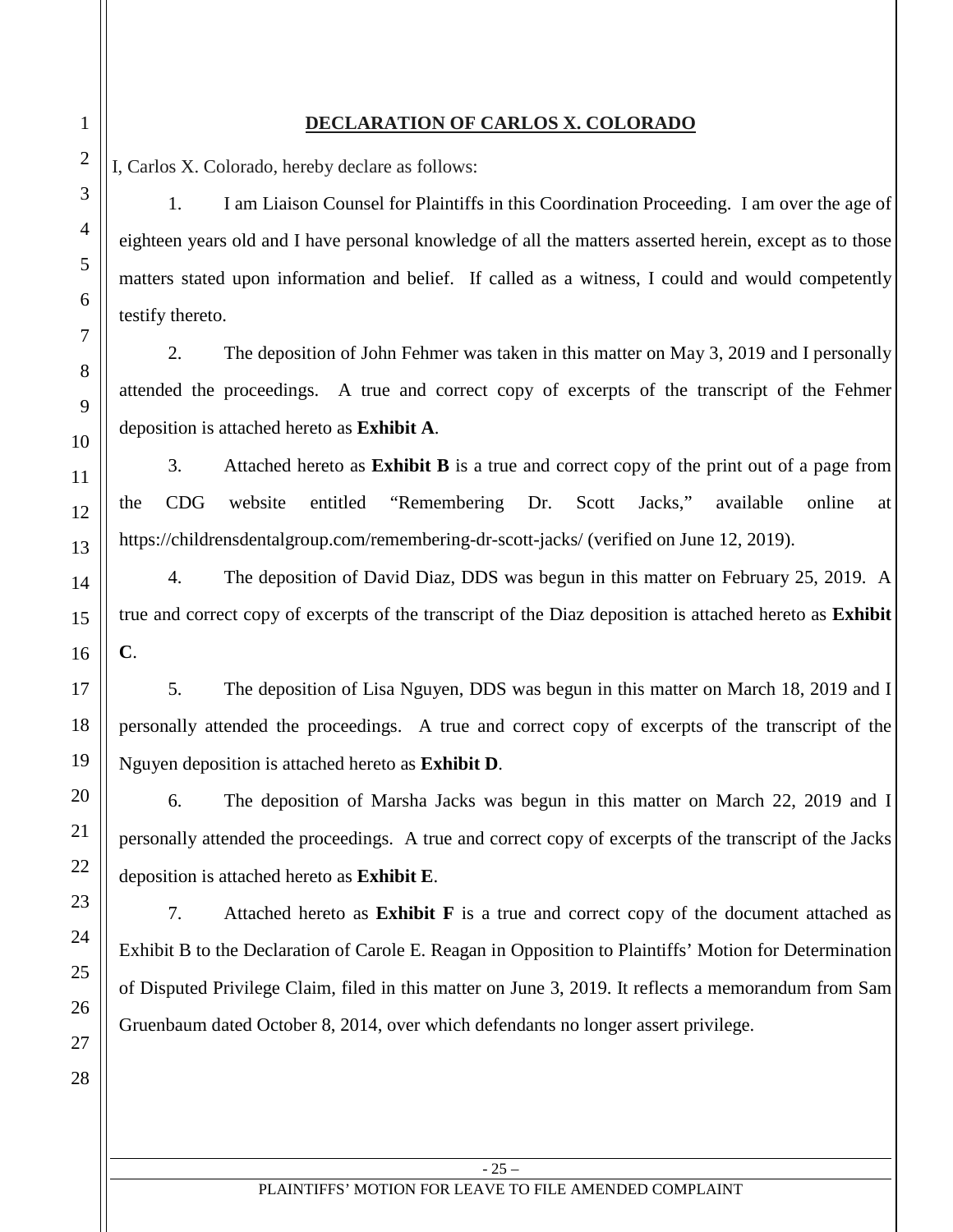## DECLARATION OF CARLOS X. COLORADO

I, Carlos X. Colorado, hereby declare as follows:

1. I am Liaison Counsel for Plaintiffs in this Coordination Proceeding. I am over the age of eighteen years old and I have personal knowledge of all the matters asserted herein, except as to those matters stated upon information and belief. If called as a witness, I could and would competently testify thereto.

2. The deposition of John Fehmer was taken in this matter on May 3, 2019 and I personally attended the proceedings. A true and correct copy of excerpts of the transcript of the Fehmer deposition is attached hereto as **Exhibit A**.

3. Attached hereto as **Exhibit B** is a true and correct copy of the print out of a page from the CDG website entitled "Remembering Dr. Scott Jacks," available online at https://childrensdentalgroup.com/remembering-dr-scott-jacks/ (verified on June 12, 2019).

4. The deposition of David Diaz, DDS was begun in this matter on February 25, 2019. A true and correct copy of excerpts of the transcript of the Diaz deposition is attached hereto as **Exhibit C**.

5. The deposition of Lisa Nguyen, DDS was begun in this matter on March 18, 2019 and I personally attended the proceedings. A true and correct copy of excerpts of the transcript of the Nguyen deposition is attached hereto as **Exhibit D**.

6. The deposition of Marsha Jacks was begun in this matter on March 22, 2019 and I personally attended the proceedings. A true and correct copy of excerpts of the transcript of the Jacks deposition is attached hereto as **Exhibit E**.

7. Attached hereto as **Exhibit F** is a true and correct copy of the document attached as Exhibit B to the Declaration of Carole E. Reagan in Opposition to Plaintiffs' Motion for Determination of Disputed Privilege Claim, filed in this matter on June 3, 2019. It reflects a memorandum from Sam Gruenbaum dated October 8, 2014, over which defendants no longer assert privilege.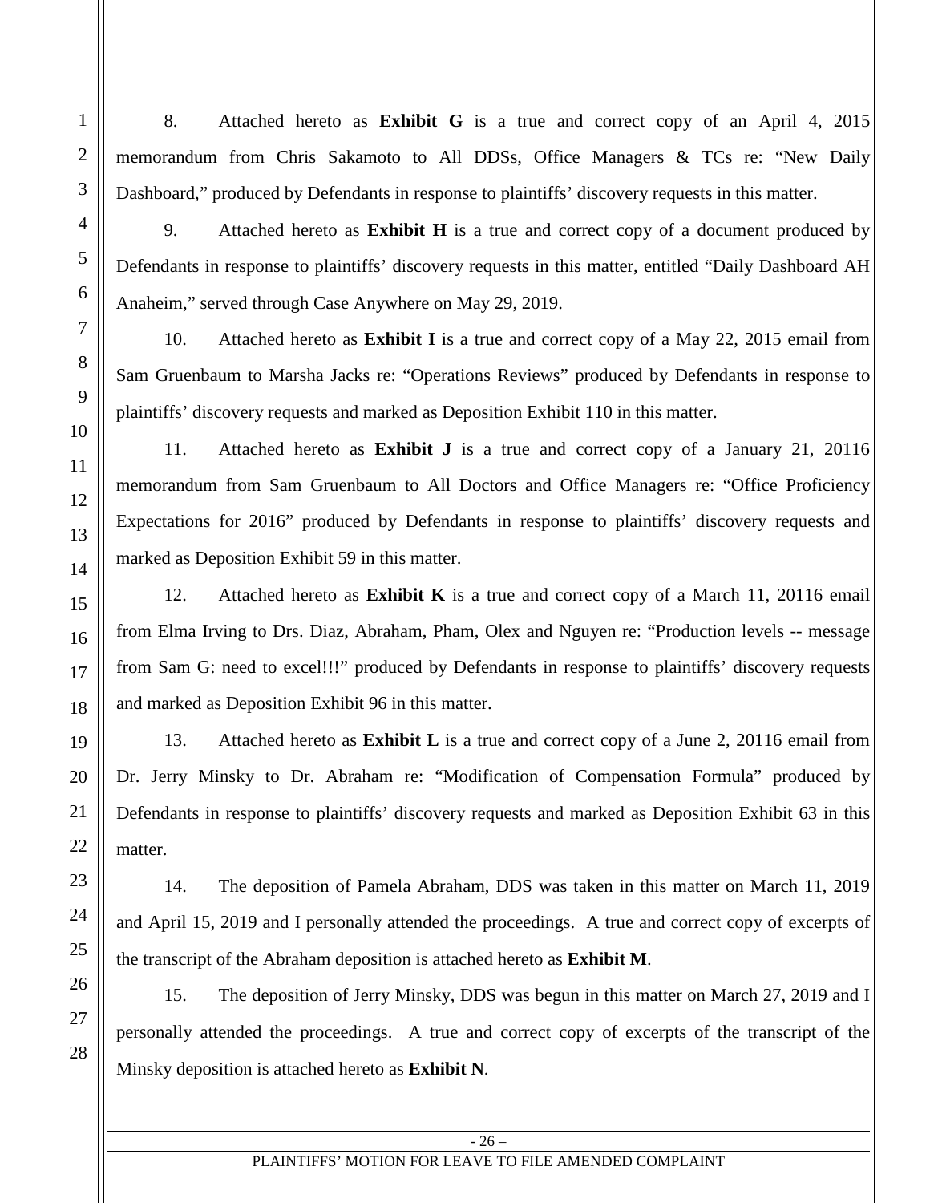8. Attached hereto as **Exhibit G** is a true and correct copy of an April 4, 2015 memorandum from Chris Sakamoto to All DDSs, Office Managers & TCs re: "New Daily Dashboard," produced by Defendants in response to plaintiffs' discovery requests in this matter.

9. Attached hereto as **Exhibit H** is a true and correct copy of a document produced by Defendants in response to plaintiffs' discovery requests in this matter, entitled "Daily Dashboard AH Anaheim," served through Case Anywhere on May 29, 2019.

10. Attached hereto as **Exhibit I** is a true and correct copy of a May 22, 2015 email from Sam Gruenbaum to Marsha Jacks re: "Operations Reviews" produced by Defendants in response to plaintiffs' discovery requests and marked as Deposition Exhibit 110 in this matter.

11. Attached hereto as **Exhibit J** is a true and correct copy of a January 21, 20116 memorandum from Sam Gruenbaum to All Doctors and Office Managers re: "Office Proficiency Expectations for 2016" produced by Defendants in response to plaintiffs' discovery requests and marked as Deposition Exhibit 59 in this matter.

12. Attached hereto as **Exhibit K** is a true and correct copy of a March 11, 20116 email from Elma Irving to Drs. Diaz, Abraham, Pham, Olex and Nguyen re: "Production levels -- message from Sam G: need to excel!!!" produced by Defendants in response to plaintiffs' discovery requests and marked as Deposition Exhibit 96 in this matter.

13. Attached hereto as **Exhibit L** is a true and correct copy of a June 2, 20116 email from Dr. Jerry Minsky to Dr. Abraham re: "Modification of Compensation Formula" produced by Defendants in response to plaintiffs' discovery requests and marked as Deposition Exhibit 63 in this matter.

14. The deposition of Pamela Abraham, DDS was taken in this matter on March 11, 2019 and April 15, 2019 and I personally attended the proceedings. A true and correct copy of excerpts of the transcript of the Abraham deposition is attached hereto as **Exhibit M**.

15. The deposition of Jerry Minsky, DDS was begun in this matter on March 27, 2019 and I personally attended the proceedings. A true and correct copy of excerpts of the transcript of the Minsky deposition is attached hereto as **Exhibit N**.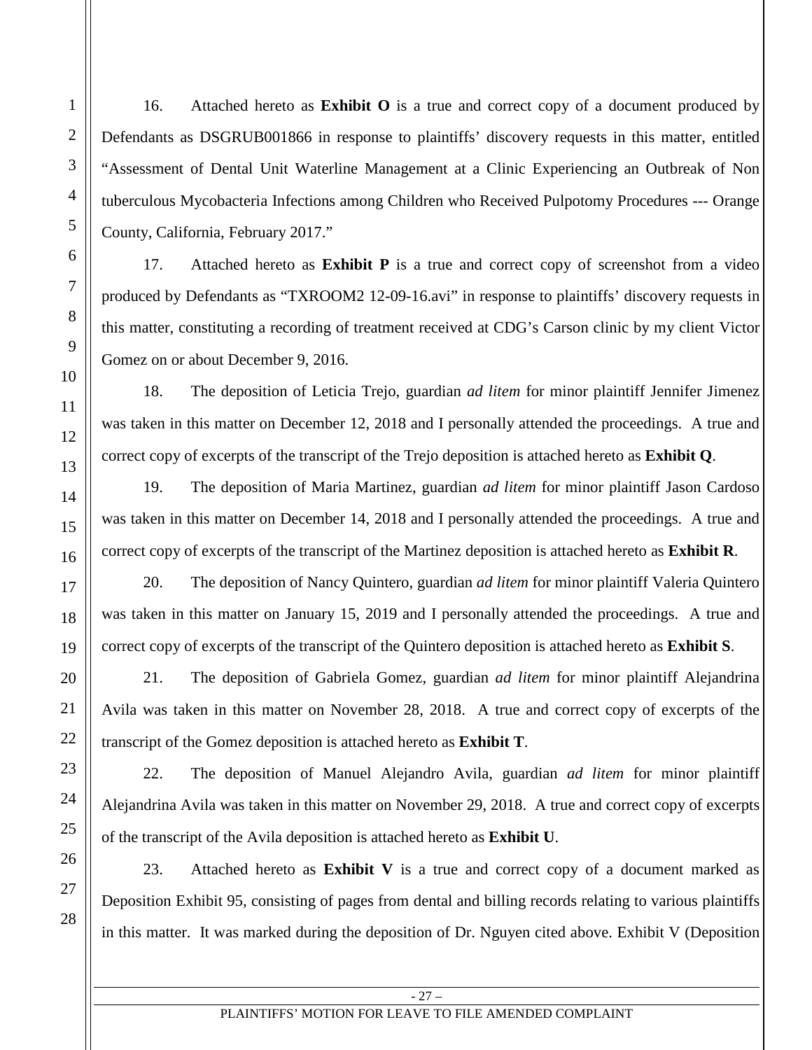16. Attached hereto as **Exhibit O** is a true and correct copy of a document produced by Defendants as DSGRUB001866 in response to plaintiffs' discovery requests in this matter, entitled "Assessment of Dental Unit Waterline Management at a Clinic Experiencing an Outbreak of Non tuberculous Mycobacteria Infections among Children who Received Pulpotomy Procedures --- Orange County, California, February 2017."

17. Attached hereto as **Exhibit P** is a true and correct copy of screenshot from a video produced by Defendants as "TXROOM2 12-09-16.avi" in response to plaintiffs' discovery requests in this matter, constituting a recording of treatment received at CDG's Carson clinic by my client Victor Gomez on or about December 9, 2016.

18. The deposition of Leticia Trejo, guardian *ad litem* for minor plaintiff Jennifer Jimenez was taken in this matter on December 12, 2018 and I personally attended the proceedings. A true and correct copy of excerpts of the transcript of the Trejo deposition is attached hereto as **Exhibit Q**.

19. The deposition of Maria Martinez, guardian *ad litem* for minor plaintiff Jason Cardoso was taken in this matter on December 14, 2018 and I personally attended the proceedings. A true and correct copy of excerpts of the transcript of the Martinez deposition is attached hereto as **Exhibit R**.

20. The deposition of Nancy Quintero, guardian *ad litem* for minor plaintiff Valeria Quintero was taken in this matter on January 15, 2019 and I personally attended the proceedings. A true and correct copy of excerpts of the transcript of the Quintero deposition is attached hereto as **Exhibit S**.

21. The deposition of Gabriela Gomez, guardian *ad litem* for minor plaintiff Alejandrina Avila was taken in this matter on November 28, 2018. A true and correct copy of excerpts of the transcript of the Gomez deposition is attached hereto as **Exhibit T**.

22. The deposition of Manuel Alejandro Avila, guardian *ad litem* for minor plaintiff Alejandrina Avila was taken in this matter on November 29, 2018. A true and correct copy of excerpts of the transcript of the Avila deposition is attached hereto as **Exhibit U**.

23. Attached hereto as **Exhibit V** is a true and correct copy of a document marked as Deposition Exhibit 95, consisting of pages from dental and billing records relating to various plaintiffs in this matter. It was marked during the deposition of Dr. Nguyen cited above. Exhibit V (Deposition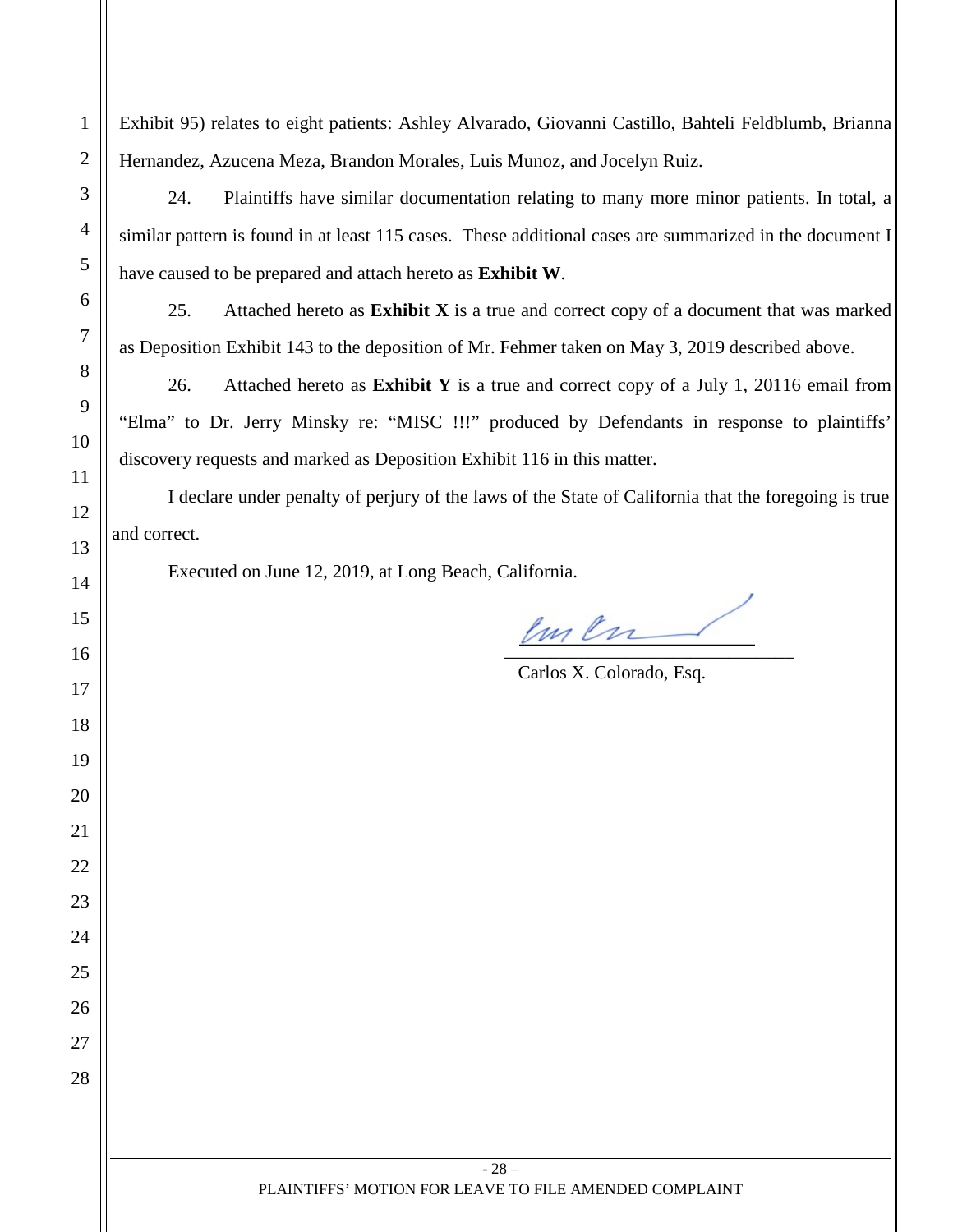Exhibit 95) relates to eight patients: Ashley Alvarado, Giovanni Castillo, Bahteli Feldblumb, Brianna Hernandez, Azucena Meza, Brandon Morales, Luis Munoz, and Jocelyn Ruiz.

24. Plaintiffs have similar documentation relating to many more minor patients. In total, a similar pattern is found in at least 115 cases. These additional cases are summarized in the document I have caused to be prepared and attach hereto as **Exhibit W**.

25. Attached hereto as **Exhibit X** is a true and correct copy of a document that was marked as Deposition Exhibit 143 to the deposition of Mr. Fehmer taken on May 3, 2019 described above.

26. Attached hereto as **Exhibit Y** is a true and correct copy of a July 1, 20116 email from "Elma" to Dr. Jerry Minsky re: "MISC !!!" produced by Defendants in response to plaintiffs' discovery requests and marked as Deposition Exhibit 116 in this matter.

I declare under penalty of perjury of the laws of the State of California that the foregoing is true and correct.

Executed on June 12, 2019, at Long Beach, California.

Carlos X. Colorado, Esq.

PLAINTIFFS' MOTION FOR LEAVE TO FILE AMENDED COMPLAINT